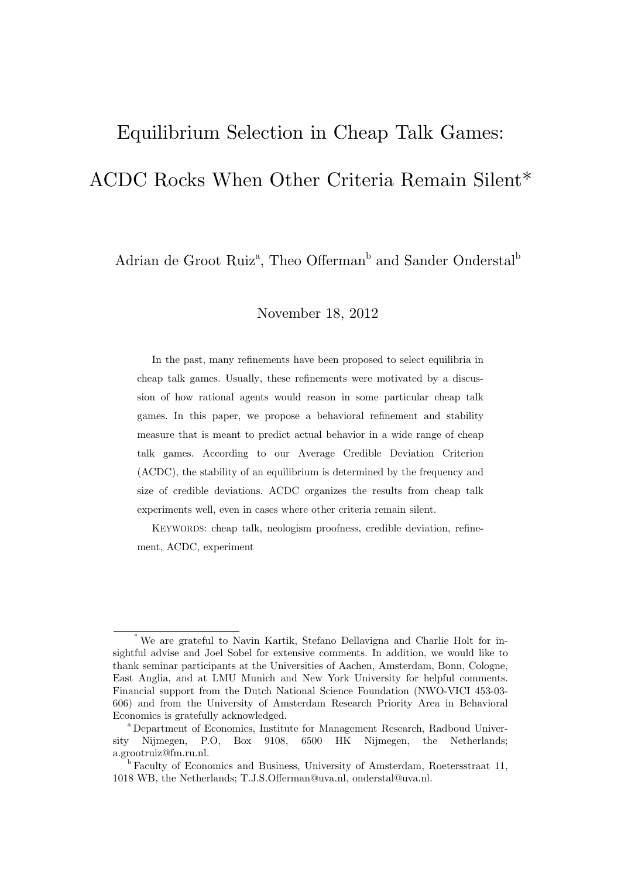# Equilibrium Selection in Cheap Talk Games: ACDC Rocks When Other Criteria Remain Silent*

Adrian de Groot Ruiz[a], Theo Offerman[b] and Sander Onderstal[b]

November 18, 2012

In the past, many refinements have been proposed to select equilibria in cheap talk games. Usually, these refinements were motivated by a discussion of how rational agents would reason in some particular cheap talk games. In this paper, we propose a behavioral refinement and stability measure that is meant to predict actual behavior in a wide range of cheap talk games. According to our Average Credible Deviation Criterion (ACDC), the stability of an equilibrium is determined by the frequency and size of credible deviations. ACDC organizes the results from cheap talk experiments well, even in cases where other criteria remain silent.

KEYWORDS: cheap talk, neologism proofness, credible deviation, refinement, ACDC, experiment

---

[*] We are grateful to Navin Kartik, Stefano Dellavigna and Charlie Holt for insightful advise and Joel Sobel for extensive comments. In addition, we would like to thank seminar participants at the Universities of Aachen, Amsterdam, Bonn, Cologne, East Anglia, and at LMU Munich and New York University for helpful comments. Financial support from the Dutch National Science Foundation (NWO-VICI 453-03-606) and from the University of Amsterdam Research Priority Area in Behavioral Economics is gratefully acknowledged.

[a] Department of Economics, Institute for Management Research, Radboud University Nijmegen, P.O, Box 9108, 6500 HK Nijmegen, the Netherlands; a.grootruiz@fm.ru.nl.

[b] Faculty of Economics and Business, University of Amsterdam, Roetersstraat 11, 1018 WB, the Netherlands; T.J.S.Offerman@uva.nl, onderstal@uva.nl.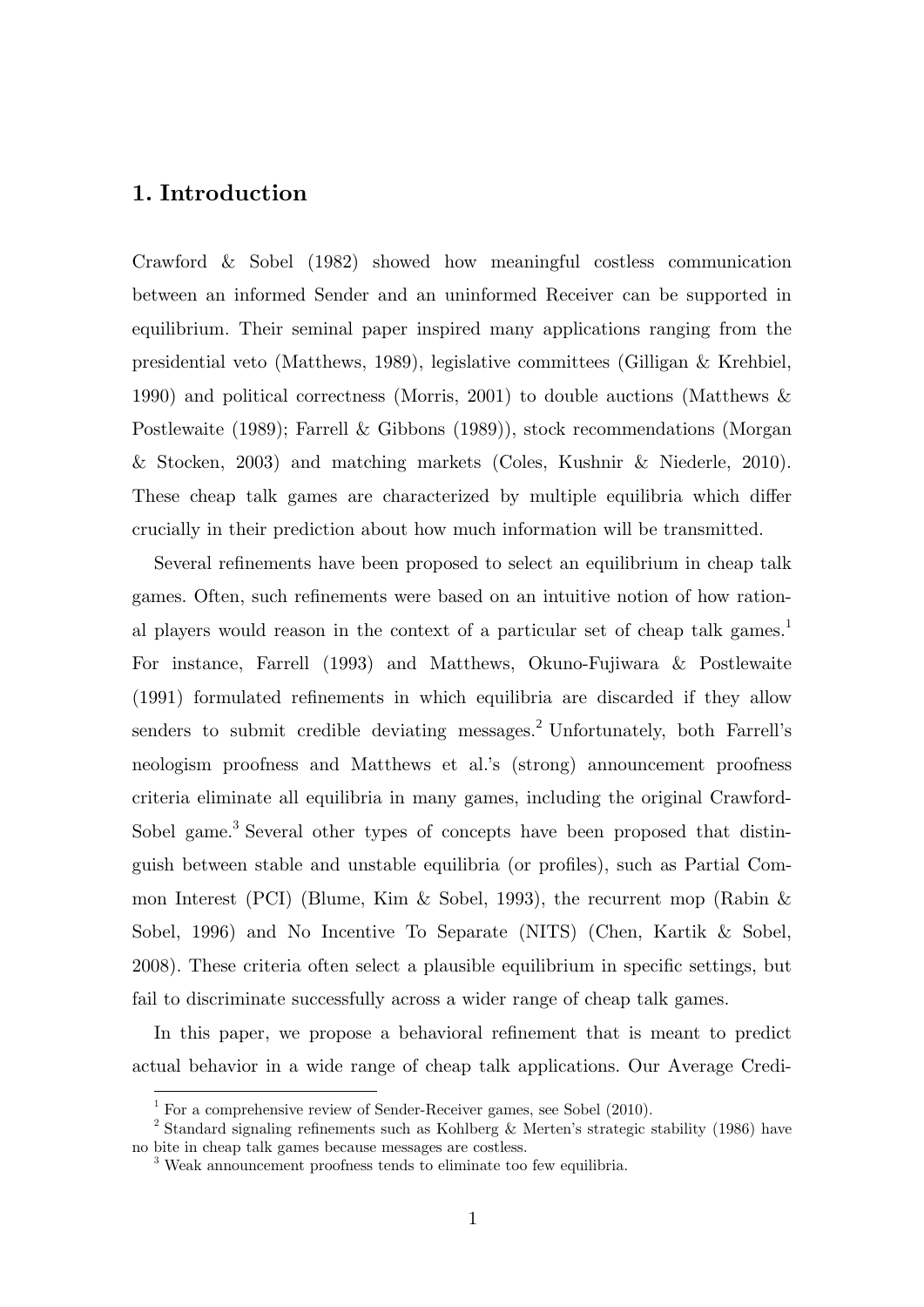## 1. Introduction

Crawford & Sobel (1982) showed how meaningful costless communication between an informed Sender and an uninformed Receiver can be supported in equilibrium. Their seminal paper inspired many applications ranging from the presidential veto (Matthews, 1989), legislative committees (Gilligan & Krehbiel, 1990) and political correctness (Morris, 2001) to double auctions (Matthews & Postlewaite (1989); Farrell & Gibbons (1989)), stock recommendations (Morgan & Stocken, 2003) and matching markets (Coles, Kushnir & Niederle, 2010). These cheap talk games are characterized by multiple equilibria which differ crucially in their prediction about how much information will be transmitted.

Several refinements have been proposed to select an equilibrium in cheap talk games. Often, such refinements were based on an intuitive notion of how rational players would reason in the context of a particular set of cheap talk games.[1] For instance, Farrell (1993) and Matthews, Okuno-Fujiwara & Postlewaite (1991) formulated refinements in which equilibria are discarded if they allow senders to submit credible deviating messages.[2] Unfortunately, both Farrell's neologism proofness and Matthews et al.'s (strong) announcement proofness criteria eliminate all equilibria in many games, including the original Crawford-Sobel game.[3] Several other types of concepts have been proposed that distinguish between stable and unstable equilibria (or profiles), such as Partial Common Interest (PCI) (Blume, Kim & Sobel, 1993), the recurrent mop (Rabin & Sobel, 1996) and No Incentive To Separate (NITS) (Chen, Kartik & Sobel, 2008). These criteria often select a plausible equilibrium in specific settings, but fail to discriminate successfully across a wider range of cheap talk games.

In this paper, we propose a behavioral refinement that is meant to predict actual behavior in a wide range of cheap talk applications. Our Average Credi-

[1] For a comprehensive review of Sender-Receiver games, see Sobel (2010).

[2] Standard signaling refinements such as Kohlberg & Merten's strategic stability (1986) have no bite in cheap talk games because messages are costless.

[3] Weak announcement proofness tends to eliminate too few equilibria.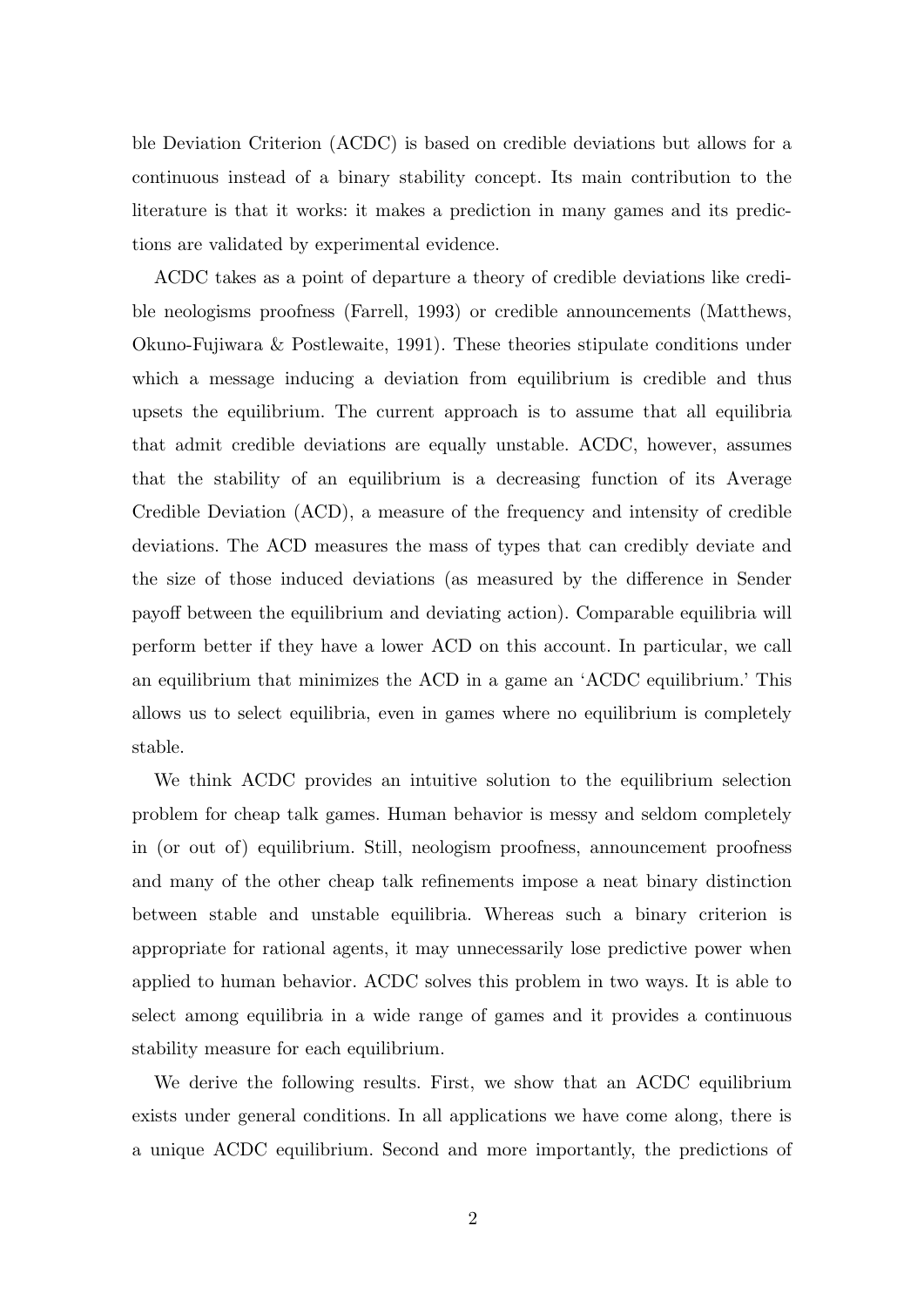ble Deviation Criterion (ACDC) is based on credible deviations but allows for a continuous instead of a binary stability concept. Its main contribution to the literature is that it works: it makes a prediction in many games and its predictions are validated by experimental evidence.

ACDC takes as a point of departure a theory of credible deviations like credible neologisms proofness (Farrell, 1993) or credible announcements (Matthews, Okuno-Fujiwara & Postlewaite, 1991). These theories stipulate conditions under which a message inducing a deviation from equilibrium is credible and thus upsets the equilibrium. The current approach is to assume that all equilibria that admit credible deviations are equally unstable. ACDC, however, assumes that the stability of an equilibrium is a decreasing function of its Average Credible Deviation (ACD), a measure of the frequency and intensity of credible deviations. The ACD measures the mass of types that can credibly deviate and the size of those induced deviations (as measured by the difference in Sender payoff between the equilibrium and deviating action). Comparable equilibria will perform better if they have a lower ACD on this account. In particular, we call an equilibrium that minimizes the ACD in a game an 'ACDC equilibrium.' This allows us to select equilibria, even in games where no equilibrium is completely stable.

We think ACDC provides an intuitive solution to the equilibrium selection problem for cheap talk games. Human behavior is messy and seldom completely in (or out of) equilibrium. Still, neologism proofness, announcement proofness and many of the other cheap talk refinements impose a neat binary distinction between stable and unstable equilibria. Whereas such a binary criterion is appropriate for rational agents, it may unnecessarily lose predictive power when applied to human behavior. ACDC solves this problem in two ways. It is able to select among equilibria in a wide range of games and it provides a continuous stability measure for each equilibrium.

We derive the following results. First, we show that an ACDC equilibrium exists under general conditions. In all applications we have come along, there is a unique ACDC equilibrium. Second and more importantly, the predictions of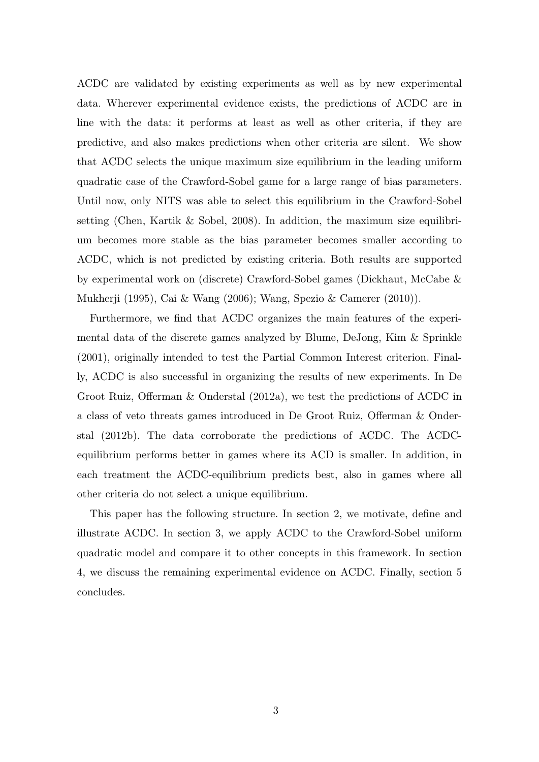ACDC are validated by existing experiments as well as by new experimental data. Wherever experimental evidence exists, the predictions of ACDC are in line with the data: it performs at least as well as other criteria, if they are predictive, and also makes predictions when other criteria are silent. We show that ACDC selects the unique maximum size equilibrium in the leading uniform quadratic case of the Crawford-Sobel game for a large range of bias parameters. Until now, only NITS was able to select this equilibrium in the Crawford-Sobel setting (Chen, Kartik & Sobel, 2008). In addition, the maximum size equilibrium becomes more stable as the bias parameter becomes smaller according to ACDC, which is not predicted by existing criteria. Both results are supported by experimental work on (discrete) Crawford-Sobel games (Dickhaut, McCabe & Mukherji (1995), Cai & Wang (2006); Wang, Spezio & Camerer (2010)).

Furthermore, we find that ACDC organizes the main features of the experimental data of the discrete games analyzed by Blume, DeJong, Kim & Sprinkle (2001), originally intended to test the Partial Common Interest criterion. Finally, ACDC is also successful in organizing the results of new experiments. In De Groot Ruiz, Offerman & Onderstal (2012a), we test the predictions of ACDC in a class of veto threats games introduced in De Groot Ruiz, Offerman & Onderstal (2012b). The data corroborate the predictions of ACDC. The ACDC-equilibrium performs better in games where its ACD is smaller. In addition, in each treatment the ACDC-equilibrium predicts best, also in games where all other criteria do not select a unique equilibrium.

This paper has the following structure. In section 2, we motivate, define and illustrate ACDC. In section 3, we apply ACDC to the Crawford-Sobel uniform quadratic model and compare it to other concepts in this framework. In section 4, we discuss the remaining experimental evidence on ACDC. Finally, section 5 concludes.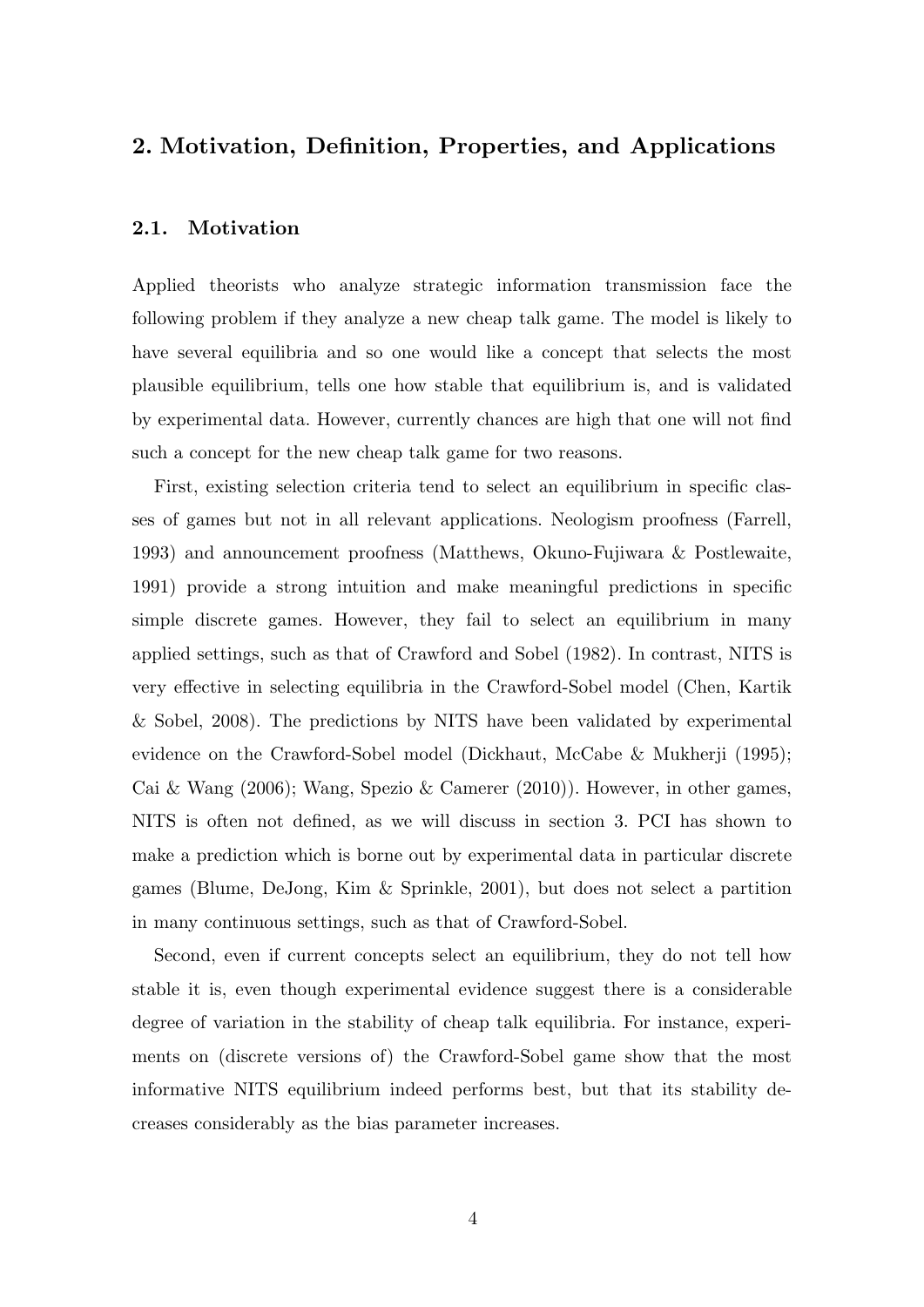## 2. Motivation, Definition, Properties, and Applications

### 2.1. Motivation

Applied theorists who analyze strategic information transmission face the following problem if they analyze a new cheap talk game. The model is likely to have several equilibria and so one would like a concept that selects the most plausible equilibrium, tells one how stable that equilibrium is, and is validated by experimental data. However, currently chances are high that one will not find such a concept for the new cheap talk game for two reasons.

First, existing selection criteria tend to select an equilibrium in specific classes of games but not in all relevant applications. Neologism proofness (Farrell, 1993) and announcement proofness (Matthews, Okuno-Fujiwara & Postlewaite, 1991) provide a strong intuition and make meaningful predictions in specific simple discrete games. However, they fail to select an equilibrium in many applied settings, such as that of Crawford and Sobel (1982). In contrast, NITS is very effective in selecting equilibria in the Crawford-Sobel model (Chen, Kartik & Sobel, 2008). The predictions by NITS have been validated by experimental evidence on the Crawford-Sobel model (Dickhaut, McCabe & Mukherji (1995); Cai & Wang (2006); Wang, Spezio & Camerer (2010)). However, in other games, NITS is often not defined, as we will discuss in section 3. PCI has shown to make a prediction which is borne out by experimental data in particular discrete games (Blume, DeJong, Kim & Sprinkle, 2001), but does not select a partition in many continuous settings, such as that of Crawford-Sobel.

Second, even if current concepts select an equilibrium, they do not tell how stable it is, even though experimental evidence suggest there is a considerable degree of variation in the stability of cheap talk equilibria. For instance, experiments on (discrete versions of) the Crawford-Sobel game show that the most informative NITS equilibrium indeed performs best, but that its stability decreases considerably as the bias parameter increases.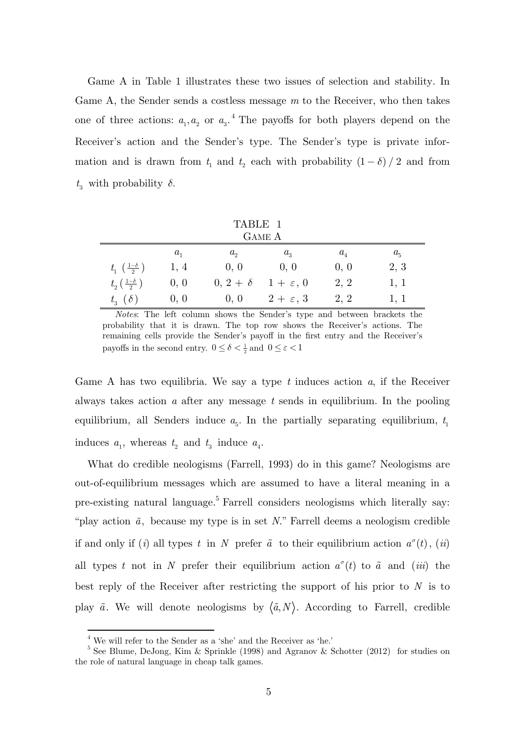Game A in Table 1 illustrates these two issues of selection and stability. In Game A, the Sender sends a costless message $m$ to the Receiver, who then takes one of three actions: $a_1, a_2$ or $a_3$.[4] The payoffs for both players depend on the Receiver's action and the Sender's type. The Sender's type is private information and is drawn from $t_1$ and $t_2$ each with probability $(1-\delta)/2$ and from $t_3$ with probability $\delta$.

TABLE 1
GAME A

| | $a_1$ | $a_2$ | $a_3$ | $a_4$ | $a_5$ |
|---|---|---|---|---|---|
| $t_1$ $(\frac{1-\delta}{2})$ | 1, 4 | 0, 0 | 0, 0 | 0, 0 | 2, 3 |
| $t_2$ $(\frac{1-\delta}{2})$ | 0, 0 | 0, $2+\delta$ | $1+\varepsilon$, 0 | 2, 2 | 1, 1 |
| $t_3$ $(\delta)$ | 0, 0 | 0, 0 | $2+\varepsilon$, 3 | 2, 2 | 1, 1 |

*Notes*: The left column shows the Sender's type and between brackets the probability that it is drawn. The top row shows the Receiver's actions. The remaining cells provide the Sender's payoff in the first entry and the Receiver's payoffs in the second entry. $0 \leq \delta < \frac{1}{2}$ and $0 \leq \varepsilon < 1$

Game A has two equilibria. We say a type $t$ induces action $a$, if the Receiver always takes action $a$ after any message $t$ sends in equilibrium. In the pooling equilibrium, all Senders induce $a_5$. In the partially separating equilibrium, $t_1$ induces $a_1$, whereas $t_2$ and $t_3$ induce $a_4$.

What do credible neologisms (Farrell, 1993) do in this game? Neologisms are out-of-equilibrium messages which are assumed to have a literal meaning in a pre-existing natural language.[5] Farrell considers neologisms which literally say: "play action $\tilde{a}$, because my type is in set $N$." Farrell deems a neologism credible if and only if $(i)$ all types $t$ in $N$ prefer $\tilde{a}$ to their equilibrium action $a^{\sigma}(t)$, $(ii)$ all types $t$ not in $N$ prefer their equilibrium action $a^{\sigma}(t)$ to $\tilde{a}$ and $(iii)$ the best reply of the Receiver after restricting the support of his prior to $N$ is to play $\tilde{a}$. We will denote neologisms by $\langle \tilde{a}, N \rangle$. According to Farrell, credible

[4] We will refer to the Sender as a 'she' and the Receiver as 'he.'

[5] See Blume, DeJong, Kim & Sprinkle (1998) and Agranov & Schotter (2012) for studies on the role of natural language in cheap talk games.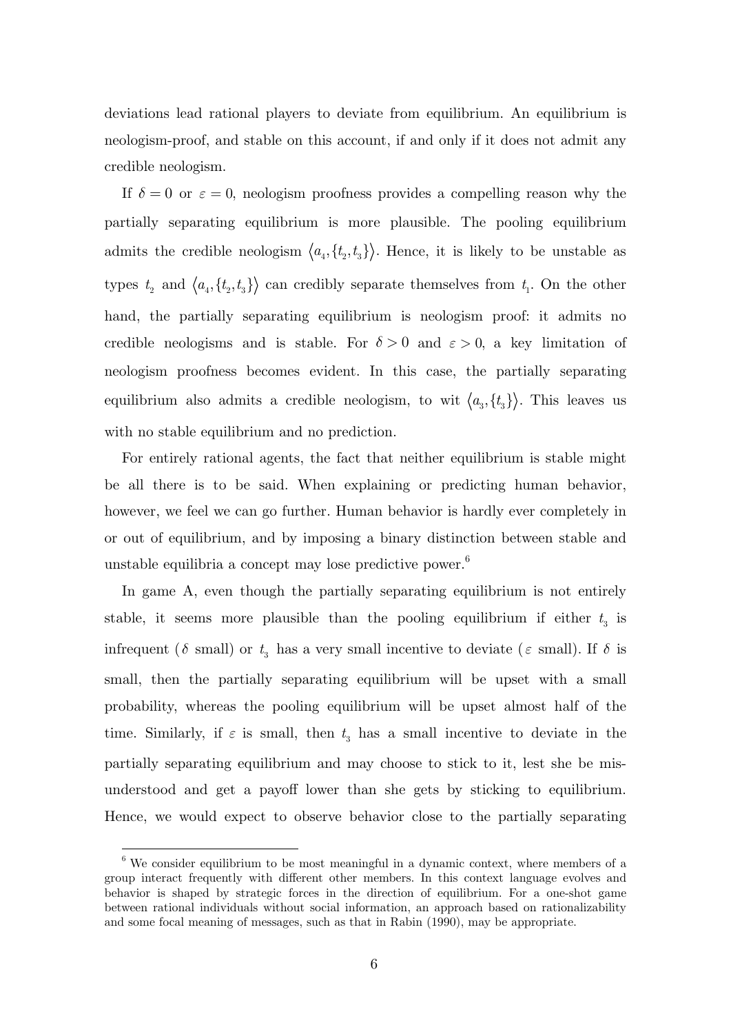deviations lead rational players to deviate from equilibrium. An equilibrium is neologism-proof, and stable on this account, if and only if it does not admit any credible neologism.

If $\delta = 0$ or $\varepsilon = 0$, neologism proofness provides a compelling reason why the partially separating equilibrium is more plausible. The pooling equilibrium admits the credible neologism $\langle a_4, \{t_2, t_3\} \rangle$. Hence, it is likely to be unstable as types $t_2$ and $\langle a_4, \{t_2, t_3\} \rangle$ can credibly separate themselves from $t_1$. On the other hand, the partially separating equilibrium is neologism proof: it admits no credible neologisms and is stable. For $\delta > 0$ and $\varepsilon > 0$, a key limitation of neologism proofness becomes evident. In this case, the partially separating equilibrium also admits a credible neologism, to wit $\langle a_3, \{t_3\} \rangle$. This leaves us with no stable equilibrium and no prediction.

For entirely rational agents, the fact that neither equilibrium is stable might be all there is to be said. When explaining or predicting human behavior, however, we feel we can go further. Human behavior is hardly ever completely in or out of equilibrium, and by imposing a binary distinction between stable and unstable equilibria a concept may lose predictive power.[6]

In game A, even though the partially separating equilibrium is not entirely stable, it seems more plausible than the pooling equilibrium if either $t_3$ is infrequent ($\delta$ small) or $t_3$ has a very small incentive to deviate ($\varepsilon$ small). If $\delta$ is small, then the partially separating equilibrium will be upset with a small probability, whereas the pooling equilibrium will be upset almost half of the time. Similarly, if $\varepsilon$ is small, then $t_3$ has a small incentive to deviate in the partially separating equilibrium and may choose to stick to it, lest she be misunderstood and get a payoff lower than she gets by sticking to equilibrium. Hence, we would expect to observe behavior close to the partially separating

---

[6] We consider equilibrium to be most meaningful in a dynamic context, where members of a group interact frequently with different other members. In this context language evolves and behavior is shaped by strategic forces in the direction of equilibrium. For a one-shot game between rational individuals without social information, an approach based on rationalizability and some focal meaning of messages, such as that in Rabin (1990), may be appropriate.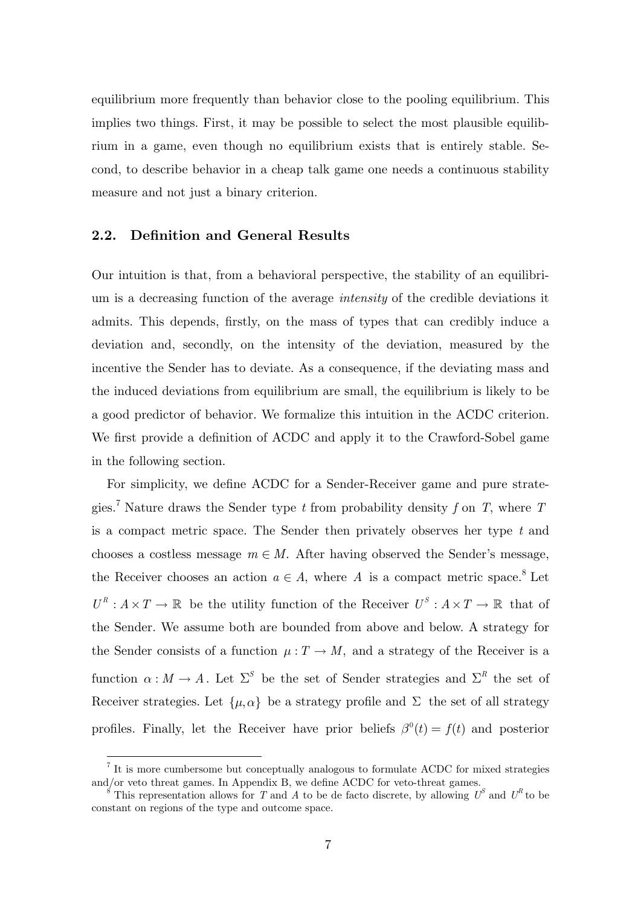equilibrium more frequently than behavior close to the pooling equilibrium. This implies two things. First, it may be possible to select the most plausible equilibrium in a game, even though no equilibrium exists that is entirely stable. Second, to describe behavior in a cheap talk game one needs a continuous stability measure and not just a binary criterion.

## 2.2. Definition and General Results

Our intuition is that, from a behavioral perspective, the stability of an equilibrium is a decreasing function of the average *intensity* of the credible deviations it admits. This depends, firstly, on the mass of types that can credibly induce a deviation and, secondly, on the intensity of the deviation, measured by the incentive the Sender has to deviate. As a consequence, if the deviating mass and the induced deviations from equilibrium are small, the equilibrium is likely to be a good predictor of behavior. We formalize this intuition in the ACDC criterion. We first provide a definition of ACDC and apply it to the Crawford-Sobel game in the following section.

For simplicity, we define ACDC for a Sender-Receiver game and pure strategies.[7] Nature draws the Sender type $t$ from probability density $f$ on $T$, where $T$ is a compact metric space. The Sender then privately observes her type $t$ and chooses a costless message $m \in M$. After having observed the Sender's message, the Receiver chooses an action $a \in A$, where $A$ is a compact metric space.[8] Let $U^R : A \times T \to \mathbb{R}$ be the utility function of the Receiver $U^S : A \times T \to \mathbb{R}$ that of the Sender. We assume both are bounded from above and below. A strategy for the Sender consists of a function $\mu : T \to M$, and a strategy of the Receiver is a function $\alpha : M \to A$. Let $\Sigma^S$ be the set of Sender strategies and $\Sigma^R$ the set of Receiver strategies. Let $\{\mu, \alpha\}$ be a strategy profile and $\Sigma$ the set of all strategy profiles. Finally, let the Receiver have prior beliefs $\beta^0(t) = f(t)$ and posterior

[7] It is more cumbersome but conceptually analogous to formulate ACDC for mixed strategies and/or veto threat games. In Appendix B, we define ACDC for veto-threat games.

[8] This representation allows for $T$ and $A$ to be de facto discrete, by allowing $U^S$ and $U^R$ to be constant on regions of the type and outcome space.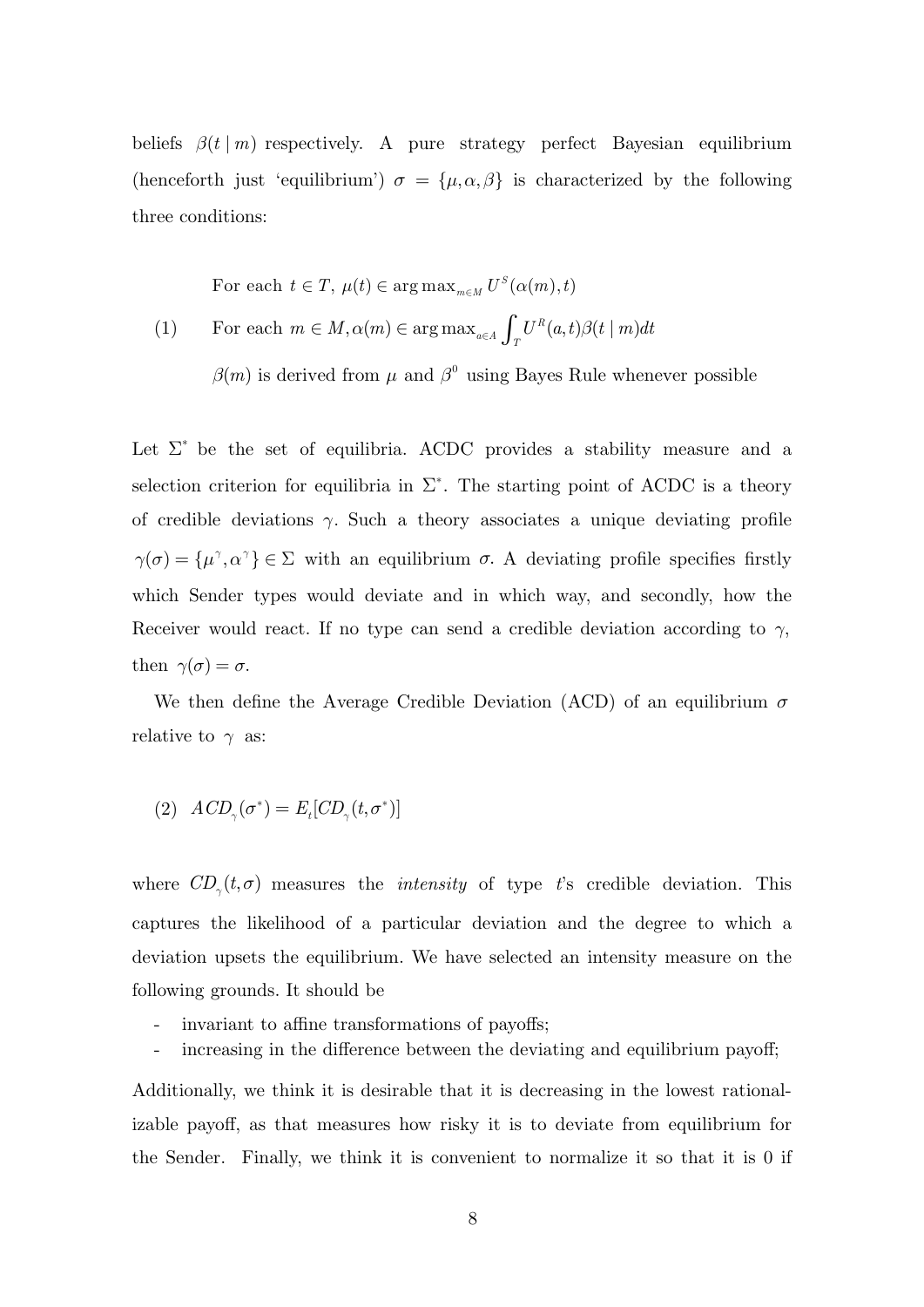beliefs $\beta(t \mid m)$ respectively. A pure strategy perfect Bayesian equilibrium (henceforth just 'equilibrium') $\sigma = \{\mu, \alpha, \beta\}$ is characterized by the following three conditions:

$$
\begin{aligned}
&\text{For each } t \in T,\ \mu(t) \in \arg\max_{m \in M} U^S(\alpha(m), t) \\
(1) \quad &\text{For each } m \in M, \alpha(m) \in \arg\max_{a \in A} \int_T U^R(a,t)\beta(t \mid m)dt \\
&\beta(m) \text{ is derived from } \mu \text{ and } \beta^0 \text{ using Bayes Rule whenever possible}
\end{aligned}
$$

Let $\Sigma^*$ be the set of equilibria. ACDC provides a stability measure and a selection criterion for equilibria in $\Sigma^*$. The starting point of ACDC is a theory of credible deviations $\gamma$. Such a theory associates a unique deviating profile $\gamma(\sigma) = \{\mu^\gamma, \alpha^\gamma\} \in \Sigma$ with an equilibrium $\sigma$. A deviating profile specifies firstly which Sender types would deviate and in which way, and secondly, how the Receiver would react. If no type can send a credible deviation according to $\gamma$, then $\gamma(\sigma) = \sigma$.

We then define the Average Credible Deviation (ACD) of an equilibrium $\sigma$ relative to $\gamma$ as:

$$(2) \quad ACD_\gamma(\sigma^*) = E_t[CD_\gamma(t, \sigma^*)]$$

where $CD_\gamma(t, \sigma)$ measures the *intensity* of type $t$'s credible deviation. This captures the likelihood of a particular deviation and the degree to which a deviation upsets the equilibrium. We have selected an intensity measure on the following grounds. It should be

- invariant to affine transformations of payoffs;
- increasing in the difference between the deviating and equilibrium payoff;

Additionally, we think it is desirable that it is decreasing in the lowest rationalizable payoff, as that measures how risky it is to deviate from equilibrium for the Sender. Finally, we think it is convenient to normalize it so that it is 0 if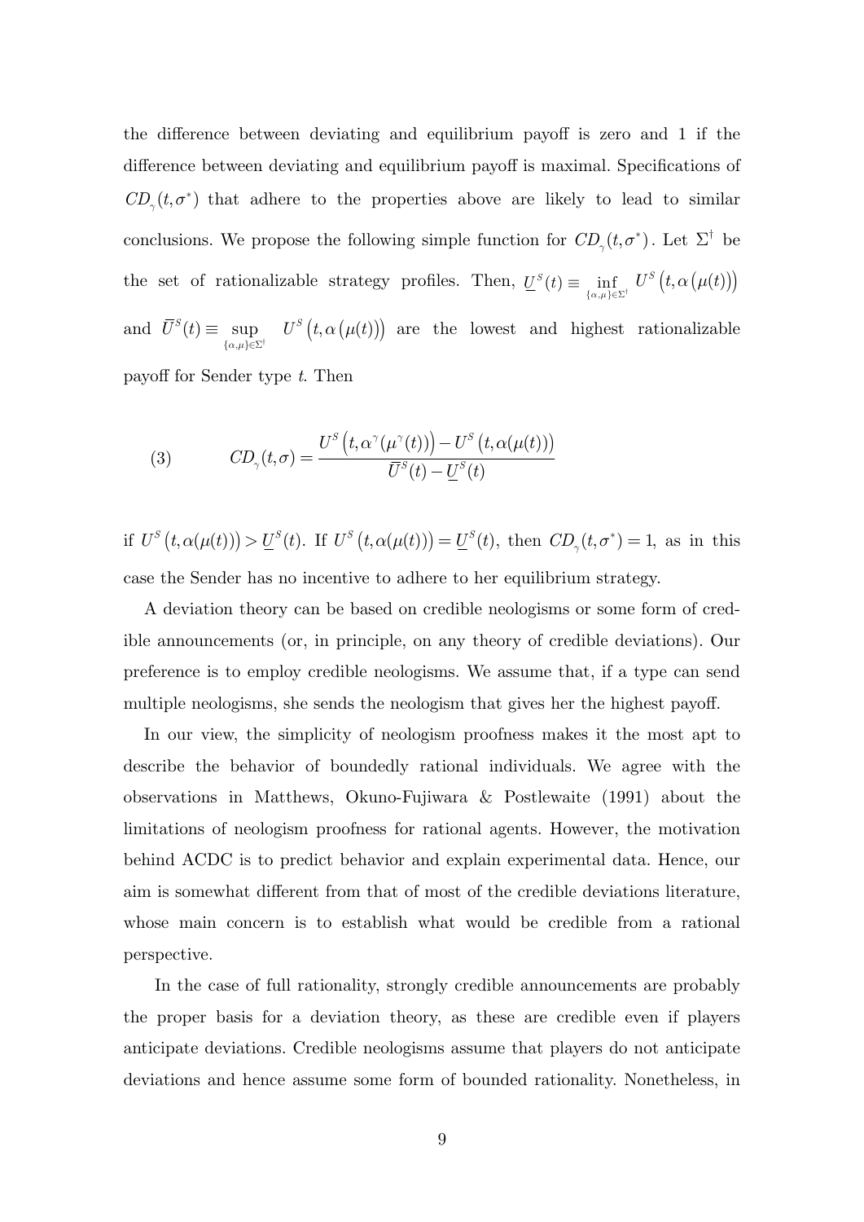the difference between deviating and equilibrium payoff is zero and 1 if the difference between deviating and equilibrium payoff is maximal. Specifications of $CD_{\gamma}(t,\sigma^*)$ that adhere to the properties above are likely to lead to similar conclusions. We propose the following simple function for $CD_{\gamma}(t,\sigma^*)$. Let $\Sigma^{\dagger}$ be the set of rationalizable strategy profiles. Then, $\underline{U}^S(t) \equiv \inf_{\{\alpha,\mu\}\in\Sigma^{\dagger}} U^S\left(t,\alpha\left(\mu(t)\right)\right)$ and $\overline{U}^S(t) \equiv \sup_{\{\alpha,\mu\}\in\Sigma^{\dagger}} U^S\left(t,\alpha\left(\mu(t)\right)\right)$ are the lowest and highest rationalizable payoff for Sender type $t$. Then

$$
CD_{\gamma}(t,\sigma) = \frac{U^S\left(t,\alpha^{\gamma}(\mu^{\gamma}(t))\right) - U^S\left(t,\alpha(\mu(t))\right)}{\overline{U}^S(t) - \underline{U}^S(t)} \tag{3}
$$

if $U^S\left(t,\alpha(\mu(t))\right) > \underline{U}^S(t)$. If $U^S\left(t,\alpha(\mu(t))\right) = \underline{U}^S(t)$, then $CD_{\gamma}(t,\sigma^*) = 1$, as in this case the Sender has no incentive to adhere to her equilibrium strategy.

A deviation theory can be based on credible neologisms or some form of credible announcements (or, in principle, on any theory of credible deviations). Our preference is to employ credible neologisms. We assume that, if a type can send multiple neologisms, she sends the neologism that gives her the highest payoff.

In our view, the simplicity of neologism proofness makes it the most apt to describe the behavior of boundedly rational individuals. We agree with the observations in Matthews, Okuno-Fujiwara & Postlewaite (1991) about the limitations of neologism proofness for rational agents. However, the motivation behind ACDC is to predict behavior and explain experimental data. Hence, our aim is somewhat different from that of most of the credible deviations literature, whose main concern is to establish what would be credible from a rational perspective.

In the case of full rationality, strongly credible announcements are probably the proper basis for a deviation theory, as these are credible even if players anticipate deviations. Credible neologisms assume that players do not anticipate deviations and hence assume some form of bounded rationality. Nonetheless, in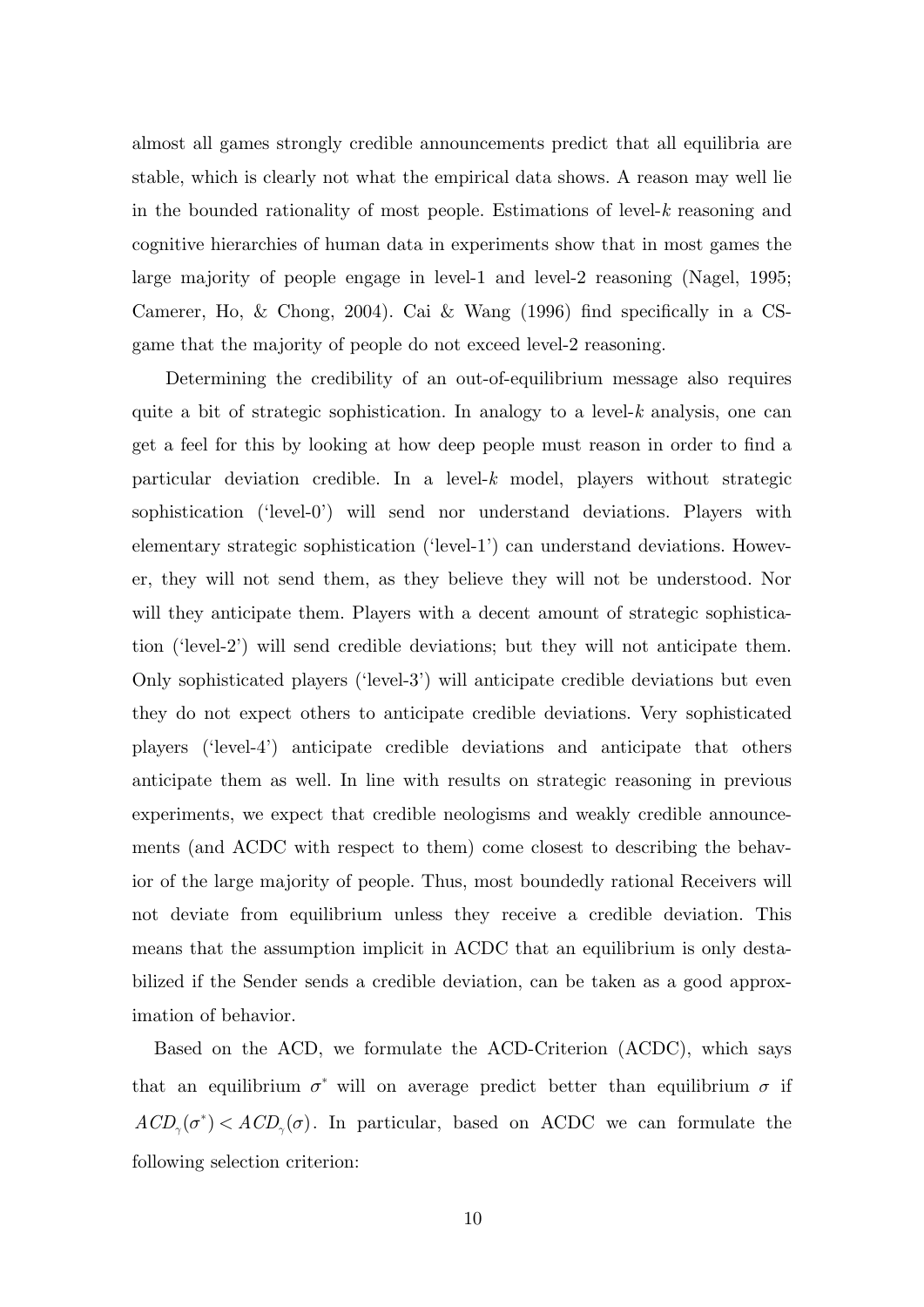almost all games strongly credible announcements predict that all equilibria are stable, which is clearly not what the empirical data shows. A reason may well lie in the bounded rationality of most people. Estimations of level-$k$ reasoning and cognitive hierarchies of human data in experiments show that in most games the large majority of people engage in level-1 and level-2 reasoning (Nagel, 1995; Camerer, Ho, & Chong, 2004). Cai & Wang (1996) find specifically in a CS-game that the majority of people do not exceed level-2 reasoning.

Determining the credibility of an out-of-equilibrium message also requires quite a bit of strategic sophistication. In analogy to a level-$k$ analysis, one can get a feel for this by looking at how deep people must reason in order to find a particular deviation credible. In a level-$k$ model, players without strategic sophistication ('level-0') will send nor understand deviations. Players with elementary strategic sophistication ('level-1') can understand deviations. However, they will not send them, as they believe they will not be understood. Nor will they anticipate them. Players with a decent amount of strategic sophistication ('level-2') will send credible deviations; but they will not anticipate them. Only sophisticated players ('level-3') will anticipate credible deviations but even they do not expect others to anticipate credible deviations. Very sophisticated players ('level-4') anticipate credible deviations and anticipate that others anticipate them as well. In line with results on strategic reasoning in previous experiments, we expect that credible neologisms and weakly credible announcements (and ACDC with respect to them) come closest to describing the behavior of the large majority of people. Thus, most boundedly rational Receivers will not deviate from equilibrium unless they receive a credible deviation. This means that the assumption implicit in ACDC that an equilibrium is only destabilized if the Sender sends a credible deviation, can be taken as a good approximation of behavior.

Based on the ACD, we formulate the ACD-Criterion (ACDC), which says that an equilibrium $\sigma^*$ will on average predict better than equilibrium $\sigma$ if $ACD_\gamma(\sigma^*) < ACD_\gamma(\sigma)$. In particular, based on ACDC we can formulate the following selection criterion: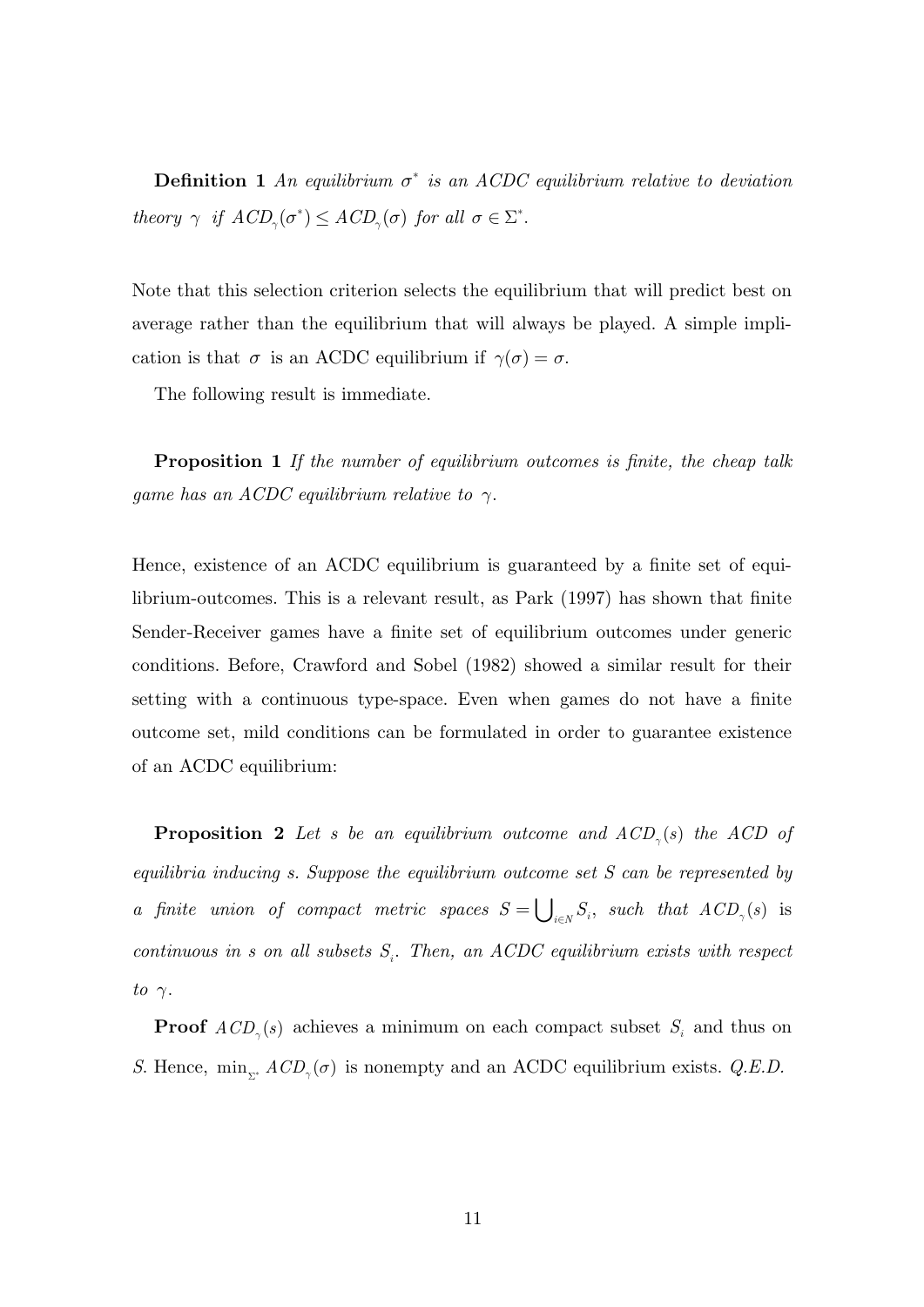**Definition 1** *An equilibrium $\sigma^*$ is an ACDC equilibrium relative to deviation theory $\gamma$ if $ACD_\gamma(\sigma^*) \leq ACD_\gamma(\sigma)$ for all $\sigma \in \Sigma^*$.*

Note that this selection criterion selects the equilibrium that will predict best on average rather than the equilibrium that will always be played. A simple implication is that $\sigma$ is an ACDC equilibrium if $\gamma(\sigma) = \sigma$.

The following result is immediate.

**Proposition 1** *If the number of equilibrium outcomes is finite, the cheap talk game has an ACDC equilibrium relative to $\gamma$.*

Hence, existence of an ACDC equilibrium is guaranteed by a finite set of equilibrium-outcomes. This is a relevant result, as Park (1997) has shown that finite Sender-Receiver games have a finite set of equilibrium outcomes under generic conditions. Before, Crawford and Sobel (1982) showed a similar result for their setting with a continuous type-space. Even when games do not have a finite outcome set, mild conditions can be formulated in order to guarantee existence of an ACDC equilibrium:

**Proposition 2** *Let $s$ be an equilibrium outcome and $ACD_\gamma(s)$ the ACD of equilibria inducing $s$. Suppose the equilibrium outcome set $S$ can be represented by a finite union of compact metric spaces $S = \bigcup_{i \in N} S_i$, such that $ACD_\gamma(s)$ is continuous in $s$ on all subsets $S_i$. Then, an ACDC equilibrium exists with respect to $\gamma$.*

**Proof** $ACD_\gamma(s)$ achieves a minimum on each compact subset $S_i$ and thus on $S$. Hence, $\min_{\Sigma^*} ACD_\gamma(\sigma)$ is nonempty and an ACDC equilibrium exists. *Q.E.D.*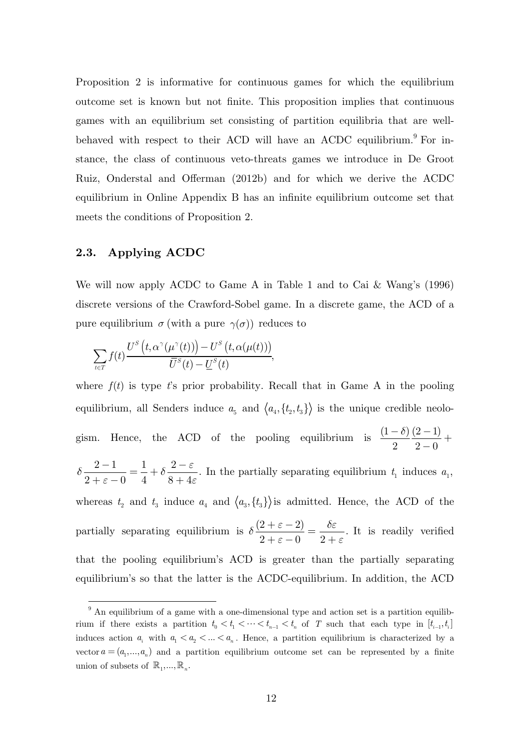Proposition 2 is informative for continuous games for which the equilibrium outcome set is known but not finite. This proposition implies that continuous games with an equilibrium set consisting of partition equilibria that are well-behaved with respect to their ACD will have an ACDC equilibrium.[9] For instance, the class of continuous veto-threats games we introduce in De Groot Ruiz, Onderstal and Offerman (2012b) and for which we derive the ACDC equilibrium in Online Appendix B has an infinite equilibrium outcome set that meets the conditions of Proposition 2.

## 2.3. Applying ACDC

We will now apply ACDC to Game A in Table 1 and to Cai & Wang's (1996) discrete versions of the Crawford-Sobel game. In a discrete game, the ACD of a pure equilibrium $\sigma$ (with a pure $\gamma(\sigma)$) reduces to

$$\sum_{t \in T} f(t) \frac{U^S\left(t, \alpha^{\gamma}(\mu^{\gamma}(t))\right) - U^S\left(t, \alpha(\mu(t))\right)}{\bar{U}^S(t) - \underline{U}^S(t)},$$

where $f(t)$ is type $t$'s prior probability. Recall that in Game A in the pooling equilibrium, all Senders induce $a_5$ and $\langle a_4, \{t_2, t_3\} \rangle$ is the unique credible neologism. Hence, the ACD of the pooling equilibrium is $\frac{(1-\delta)}{2}\frac{(2-1)}{2-0} + \delta \frac{2-1}{2+\varepsilon-0} = \frac{1}{4} + \delta \frac{2-\varepsilon}{8+4\varepsilon}$. In the partially separating equilibrium $t_1$ induces $a_1$, whereas $t_2$ and $t_3$ induce $a_4$ and $\langle a_3, \{t_3\} \rangle$is admitted. Hence, the ACD of the partially separating equilibrium is $\delta \frac{(2+\varepsilon-2)}{2+\varepsilon-0} = \frac{\delta\varepsilon}{2+\varepsilon}$. It is readily verified that the pooling equilibrium's ACD is greater than the partially separating equilibrium's so that the latter is the ACDC-equilibrium. In addition, the ACD

[9] An equilibrium of a game with a one-dimensional type and action set is a partition equilibrium if there exists a partition $t_0 < t_1 < \cdots < t_{n-1} < t_n$ of $T$ such that each type in $[t_{i-1}, t_i]$ induces action $a_i$ with $a_1 < a_2 < \ldots < a_n$. Hence, a partition equilibrium is characterized by a vector $a = (a_1, \ldots, a_n)$ and a partition equilibrium outcome set can be represented by a finite union of subsets of $\mathbb{R}_1, \ldots, \mathbb{R}_n$.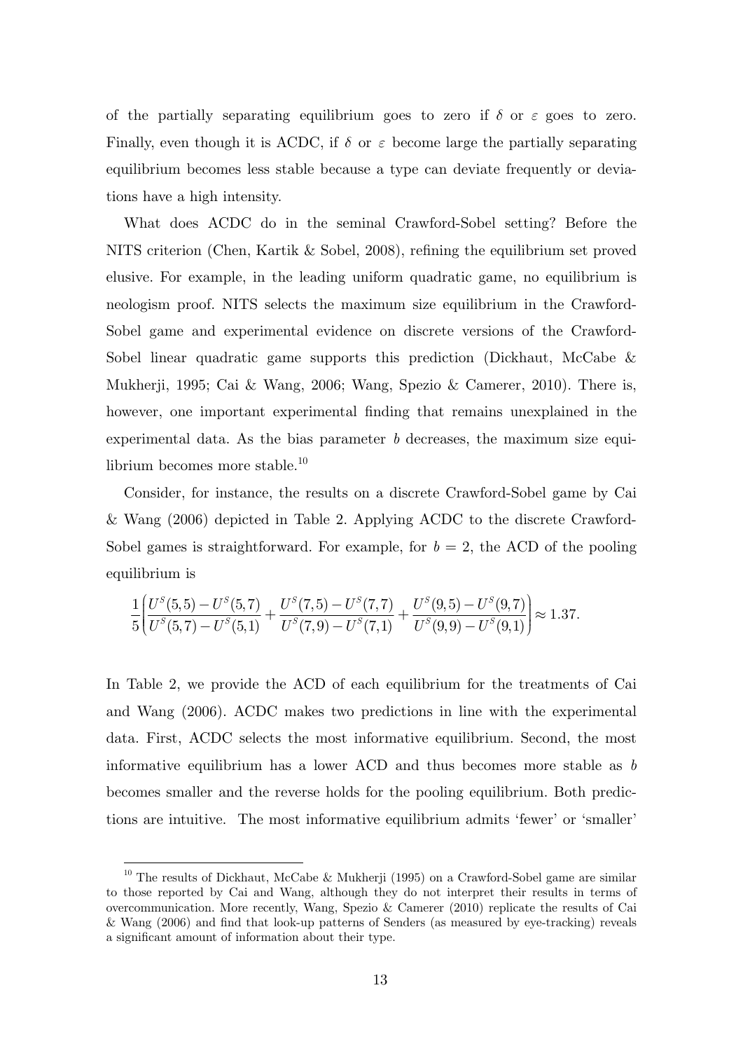of the partially separating equilibrium goes to zero if $\delta$ or $\varepsilon$ goes to zero. Finally, even though it is ACDC, if $\delta$ or $\varepsilon$ become large the partially separating equilibrium becomes less stable because a type can deviate frequently or deviations have a high intensity.

What does ACDC do in the seminal Crawford-Sobel setting? Before the NITS criterion (Chen, Kartik & Sobel, 2008), refining the equilibrium set proved elusive. For example, in the leading uniform quadratic game, no equilibrium is neologism proof. NITS selects the maximum size equilibrium in the Crawford-Sobel game and experimental evidence on discrete versions of the Crawford-Sobel linear quadratic game supports this prediction (Dickhaut, McCabe & Mukherji, 1995; Cai & Wang, 2006; Wang, Spezio & Camerer, 2010). There is, however, one important experimental finding that remains unexplained in the experimental data. As the bias parameter $b$ decreases, the maximum size equilibrium becomes more stable.[10]

Consider, for instance, the results on a discrete Crawford-Sobel game by Cai & Wang (2006) depicted in Table 2. Applying ACDC to the discrete Crawford-Sobel games is straightforward. For example, for $b = 2$, the ACD of the pooling equilibrium is

$$\frac{1}{5}\left(\frac{U^S(5,5)-U^S(5,7)}{U^S(5,7)-U^S(5,1)}+\frac{U^S(7,5)-U^S(7,7)}{U^S(7,9)-U^S(7,1)}+\frac{U^S(9,5)-U^S(9,7)}{U^S(9,9)-U^S(9,1)}\right)\approx 1.37.$$

In Table 2, we provide the ACD of each equilibrium for the treatments of Cai and Wang (2006). ACDC makes two predictions in line with the experimental data. First, ACDC selects the most informative equilibrium. Second, the most informative equilibrium has a lower ACD and thus becomes more stable as $b$ becomes smaller and the reverse holds for the pooling equilibrium. Both predictions are intuitive. The most informative equilibrium admits 'fewer' or 'smaller'

[10] The results of Dickhaut, McCabe & Mukherji (1995) on a Crawford-Sobel game are similar to those reported by Cai and Wang, although they do not interpret their results in terms of overcommunication. More recently, Wang, Spezio & Camerer (2010) replicate the results of Cai & Wang (2006) and find that look-up patterns of Senders (as measured by eye-tracking) reveals a significant amount of information about their type.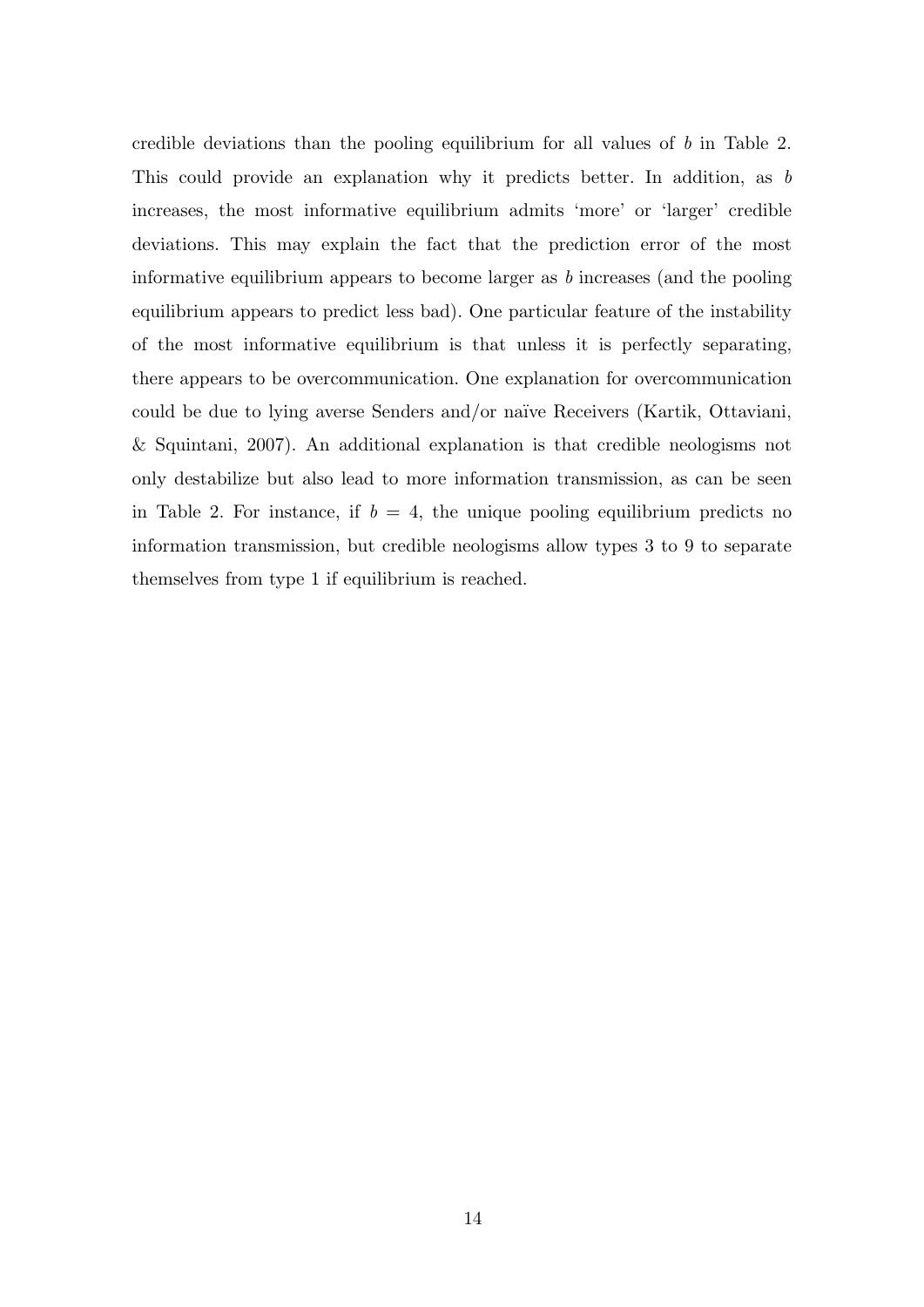credible deviations than the pooling equilibrium for all values of $b$ in Table 2. This could provide an explanation why it predicts better. In addition, as $b$ increases, the most informative equilibrium admits 'more' or 'larger' credible deviations. This may explain the fact that the prediction error of the most informative equilibrium appears to become larger as $b$ increases (and the pooling equilibrium appears to predict less bad). One particular feature of the instability of the most informative equilibrium is that unless it is perfectly separating, there appears to be overcommunication. One explanation for overcommunication could be due to lying averse Senders and/or naïve Receivers (Kartik, Ottaviani, & Squintani, 2007). An additional explanation is that credible neologisms not only destabilize but also lead to more information transmission, as can be seen in Table 2. For instance, if $b = 4$, the unique pooling equilibrium predicts no information transmission, but credible neologisms allow types 3 to 9 to separate themselves from type 1 if equilibrium is reached.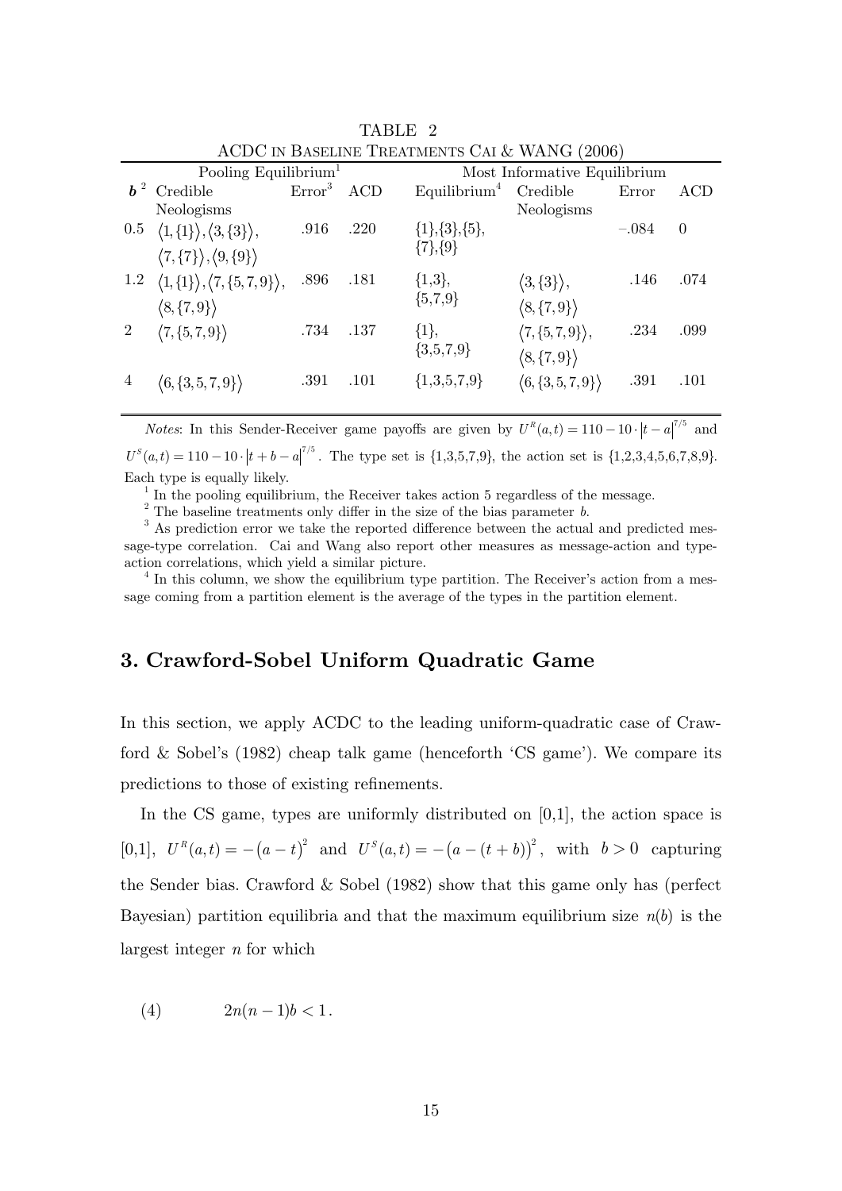TABLE 2

ACDC in Baseline Treatments Cai & WANG (2006)

| | Pooling Equilibrium[1] | | | Most Informative Equilibrium | | | |
|---|---|---|---|---|---|---|---|
| $b$ [2] | Credible Neologisms | Error[3] | ACD | Equilibrium[4] | Credible Neologisms | Error | ACD |
| 0.5 | $\langle 1,\{1\}\rangle, \langle 3,\{3\}\rangle$, $\langle 7,\{7\}\rangle, \langle 9,\{9\}\rangle$ | .916 | .220 | {1},{3},{5}, {7},{9} | | −.084 | 0 |
| 1.2 | $\langle 1,\{1\}\rangle, \langle 7,\{5,7,9\}\rangle$, $\langle 8,\{7,9\}\rangle$ | .896 | .181 | {1,3}, {5,7,9} | $\langle 3,\{3\}\rangle$, $\langle 8,\{7,9\}\rangle$ | .146 | .074 |
| 2 | $\langle 7,\{5,7,9\}\rangle$ | .734 | .137 | {1}, {3,5,7,9} | $\langle 7,\{5,7,9\}\rangle$, $\langle 8,\{7,9\}\rangle$ | .234 | .099 |
| 4 | $\langle 6,\{3,5,7,9\}\rangle$ | .391 | .101 | {1,3,5,7,9} | $\langle 6,\{3,5,7,9\}\rangle$ | .391 | .101 |

*Notes*: In this Sender-Receiver game payoffs are given by $U^R(a,t) = 110 - 10 \cdot |t-a|^{7/5}$ and $U^S(a,t) = 110 - 10 \cdot |t+b-a|^{7/5}$. The type set is {1,3,5,7,9}, the action set is {1,2,3,4,5,6,7,8,9}. Each type is equally likely.

[1] In the pooling equilibrium, the Receiver takes action 5 regardless of the message.

[2] The baseline treatments only differ in the size of the bias parameter $b$.

[3] As prediction error we take the reported difference between the actual and predicted message-type correlation. Cai and Wang also report other measures as message-action and type-action correlations, which yield a similar picture.

[4] In this column, we show the equilibrium type partition. The Receiver's action from a message coming from a partition element is the average of the types in the partition element.

## 3. Crawford-Sobel Uniform Quadratic Game

In this section, we apply ACDC to the leading uniform-quadratic case of Crawford & Sobel's (1982) cheap talk game (henceforth 'CS game'). We compare its predictions to those of existing refinements.

In the CS game, types are uniformly distributed on [0,1], the action space is [0,1], $U^R(a,t) = -(a-t)^2$ and $U^S(a,t) = -(a-(t+b))^2$, with $b > 0$ capturing the Sender bias. Crawford & Sobel (1982) show that this game only has (perfect Bayesian) partition equilibria and that the maximum equilibrium size $n(b)$ is the largest integer $n$ for which

$$(4) \qquad 2n(n-1)b < 1.$$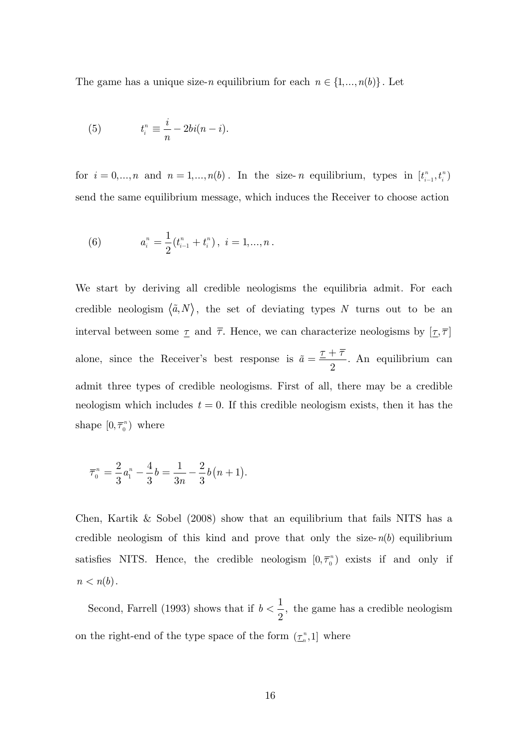The game has a unique size-$n$ equilibrium for each $n \in \{1,...,n(b)\}$. Let

$$\text{(5)} \qquad t_i^n \equiv \frac{i}{n} - 2bi(n-i).$$

for $i = 0,...,n$ and $n = 1,...,n(b)$. In the size-$n$ equilibrium, types in $[t_{i-1}^n, t_i^n)$ send the same equilibrium message, which induces the Receiver to choose action

$$\text{(6)} \qquad a_i^n = \frac{1}{2}(t_{i-1}^n + t_i^n)\,,\ i = 1,...,n\,.$$

We start by deriving all credible neologisms the equilibria admit. For each credible neologism $\langle \tilde{a}, N \rangle$, the set of deviating types $N$ turns out to be an interval between some $\underline{\tau}$ and $\overline{\tau}$. Hence, we can characterize neologisms by $[\underline{\tau}, \overline{\tau}]$ alone, since the Receiver's best response is $\tilde{a} = \dfrac{\underline{\tau} + \overline{\tau}}{2}$. An equilibrium can admit three types of credible neologisms. First of all, there may be a credible neologism which includes $t = 0$. If this credible neologism exists, then it has the shape $[0, \overline{\tau}_0^n)$ where

$$\overline{\tau}_0^n = \frac{2}{3}a_1^n - \frac{4}{3}b = \frac{1}{3n} - \frac{2}{3}b(n+1).$$

Chen, Kartik & Sobel (2008) show that an equilibrium that fails NITS has a credible neologism of this kind and prove that only the size-$n(b)$ equilibrium satisfies NITS. Hence, the credible neologism $[0, \overline{\tau}_0^n)$ exists if and only if $n < n(b)$.

Second, Farrell (1993) shows that if $b < \dfrac{1}{2}$, the game has a credible neologism on the right-end of the type space of the form $(\underline{\tau}_n^n, 1]$ where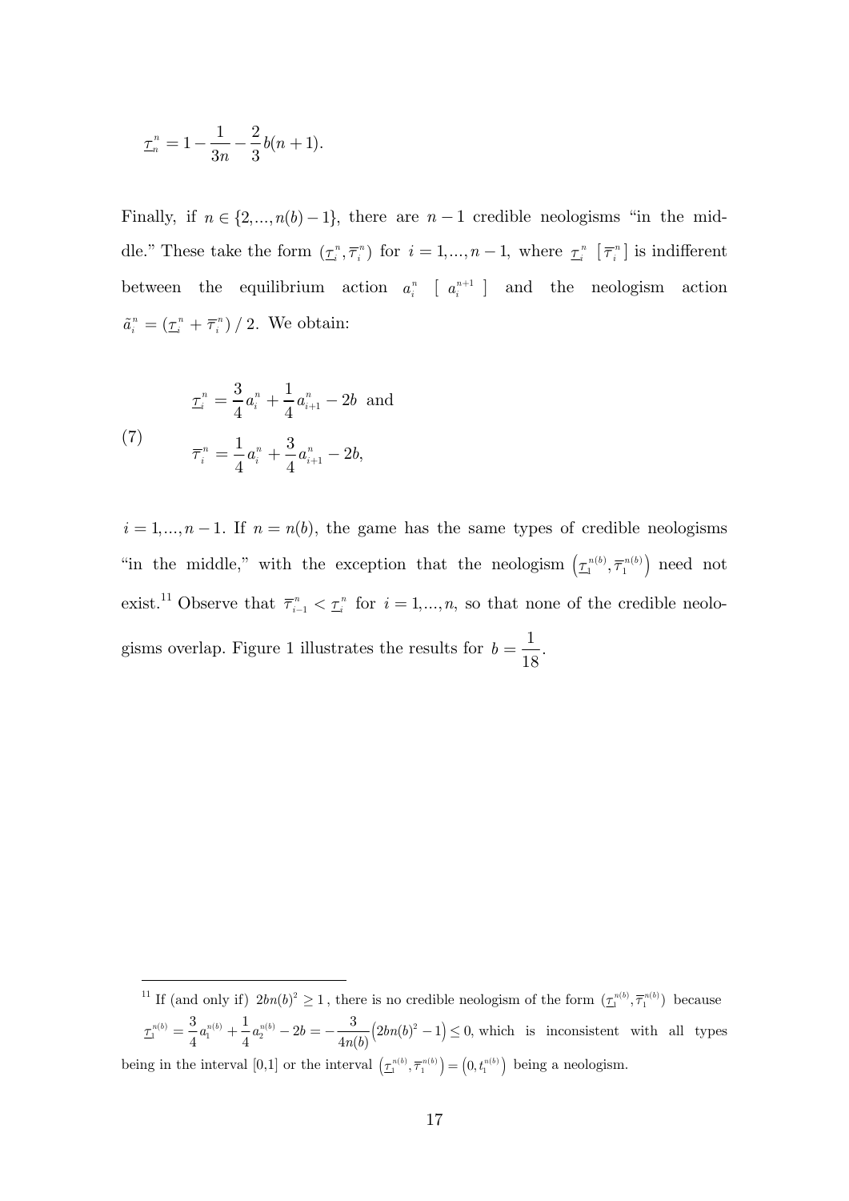$$\underline{\tau}_n^n = 1 - \frac{1}{3n} - \frac{2}{3}b(n+1).$$

Finally, if $n \in \{2,...,n(b)-1\}$, there are $n-1$ credible neologisms "in the middle." These take the form $(\underline{\tau}_i^n, \overline{\tau}_i^n)$ for $i = 1,...,n-1$, where $\underline{\tau}_i^n$ $[\overline{\tau}_i^n]$ is indifferent between the equilibrium action $a_i^n$ $[a_i^{n+1}]$ and the neologism action $\tilde{a}_i^n = (\underline{\tau}_i^n + \overline{\tau}_i^n)/2$. We obtain:

$$\text{(7)} \qquad \begin{aligned} \underline{\tau}_i^n &= \frac{3}{4}a_i^n + \frac{1}{4}a_{i+1}^n - 2b \text{ and} \\ \overline{\tau}_i^n &= \frac{1}{4}a_i^n + \frac{3}{4}a_{i+1}^n - 2b, \end{aligned}$$

$i = 1,...,n-1$. If $n = n(b)$, the game has the same types of credible neologisms "in the middle," with the exception that the neologism $\left(\underline{\tau}_1^{n(b)}, \overline{\tau}_1^{n(b)}\right)$ need not exist.[11] Observe that $\overline{\tau}_{i-1}^n < \underline{\tau}_i^n$ for $i = 1,...,n$, so that none of the credible neologisms overlap. Figure 1 illustrates the results for $b = \dfrac{1}{18}$.

---

[11] If (and only if) $2bn(b)^2 \geq 1$, there is no credible neologism of the form $(\underline{\tau}_1^{n(b)}, \overline{\tau}_1^{n(b)})$ because $\underline{\tau}_1^{n(b)} = \dfrac{3}{4}a_1^{n(b)} + \dfrac{1}{4}a_2^{n(b)} - 2b = -\dfrac{3}{4n(b)}\left(2bn(b)^2 - 1\right) \leq 0$, which is inconsistent with all types being in the interval [0,1] or the interval $\left(\underline{\tau}_1^{n(b)}, \overline{\tau}_1^{n(b)}\right) = \left(0, t_1^{n(b)}\right)$ being a neologism.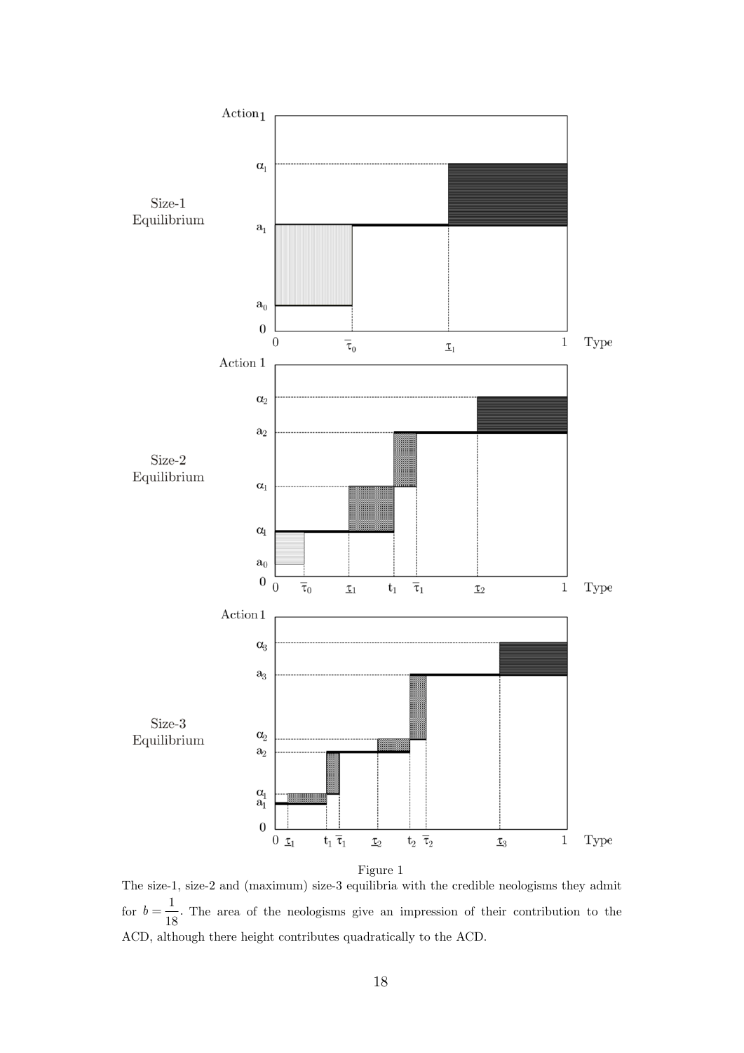Figure 1

The size-1, size-2 and (maximum) size-3 equilibria with the credible neologisms they admit for $b = \dfrac{1}{18}$. The area of the neologisms give an impression of their contribution to the ACD, although there height contributes quadratically to the ACD.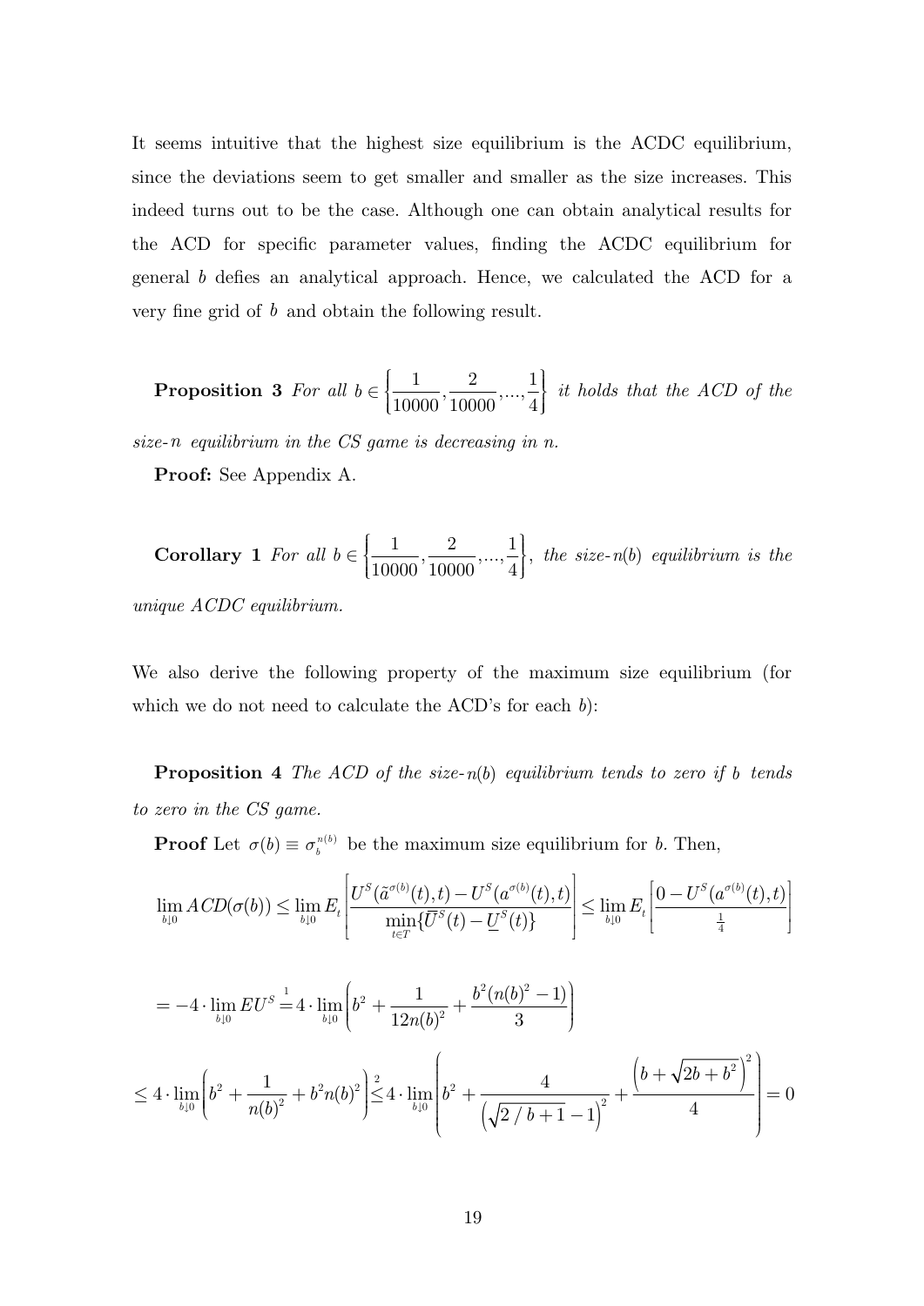It seems intuitive that the highest size equilibrium is the ACDC equilibrium, since the deviations seem to get smaller and smaller as the size increases. This indeed turns out to be the case. Although one can obtain analytical results for the ACD for specific parameter values, finding the ACDC equilibrium for general $b$ defies an analytical approach. Hence, we calculated the ACD for a very fine grid of $b$ and obtain the following result.

**Proposition 3** *For all* $b \in \left\{\frac{1}{10000}, \frac{2}{10000}, ..., \frac{1}{4}\right\}$ *it holds that the ACD of the size-*$n$ *equilibrium in the CS game is decreasing in* $n$.

**Proof:** See Appendix A.

**Corollary 1** *For all* $b \in \left\{\frac{1}{10000}, \frac{2}{10000}, ..., \frac{1}{4}\right\}$, *the size-*$n(b)$ *equilibrium is the unique ACDC equilibrium.*

We also derive the following property of the maximum size equilibrium (for which we do not need to calculate the ACD's for each $b$):

**Proposition 4** *The ACD of the size-*$n(b)$ *equilibrium tends to zero if* $b$ *tends to zero in the CS game.*

**Proof** Let $\sigma(b) \equiv \sigma_b^{n(b)}$ be the maximum size equilibrium for $b$. Then,

$$\lim_{b \downarrow 0} ACD(\sigma(b)) \leq \lim_{b \downarrow 0} E_t \left[ \frac{U^S(\tilde{a}^{\sigma(b)}(t), t) - U^S(a^{\sigma(b)}(t), t)}{\min_{t \in T} \{\overline{U}^S(t) - \underline{U}^S(t)\}} \right] \leq \lim_{b \downarrow 0} E_t \left[ \frac{0 - U^S(a^{\sigma(b)}(t), t)}{\frac{1}{4}} \right]$$

$$= -4 \cdot \lim_{b \downarrow 0} EU^S \stackrel{1}{=} 4 \cdot \lim_{b \downarrow 0} \left( b^2 + \frac{1}{12n(b)^2} + \frac{b^2(n(b)^2 - 1)}{3} \right)$$

$$\leq 4 \cdot \lim_{b \downarrow 0} \left( b^2 + \frac{1}{n(b)^2} + b^2 n(b)^2 \right) \stackrel{2}{\leq} 4 \cdot \lim_{b \downarrow 0} \left( b^2 + \frac{4}{\left(\sqrt{2/b+1} - 1\right)^2} + \frac{\left(b + \sqrt{2b + b^2}\right)^2}{4} \right) = 0$$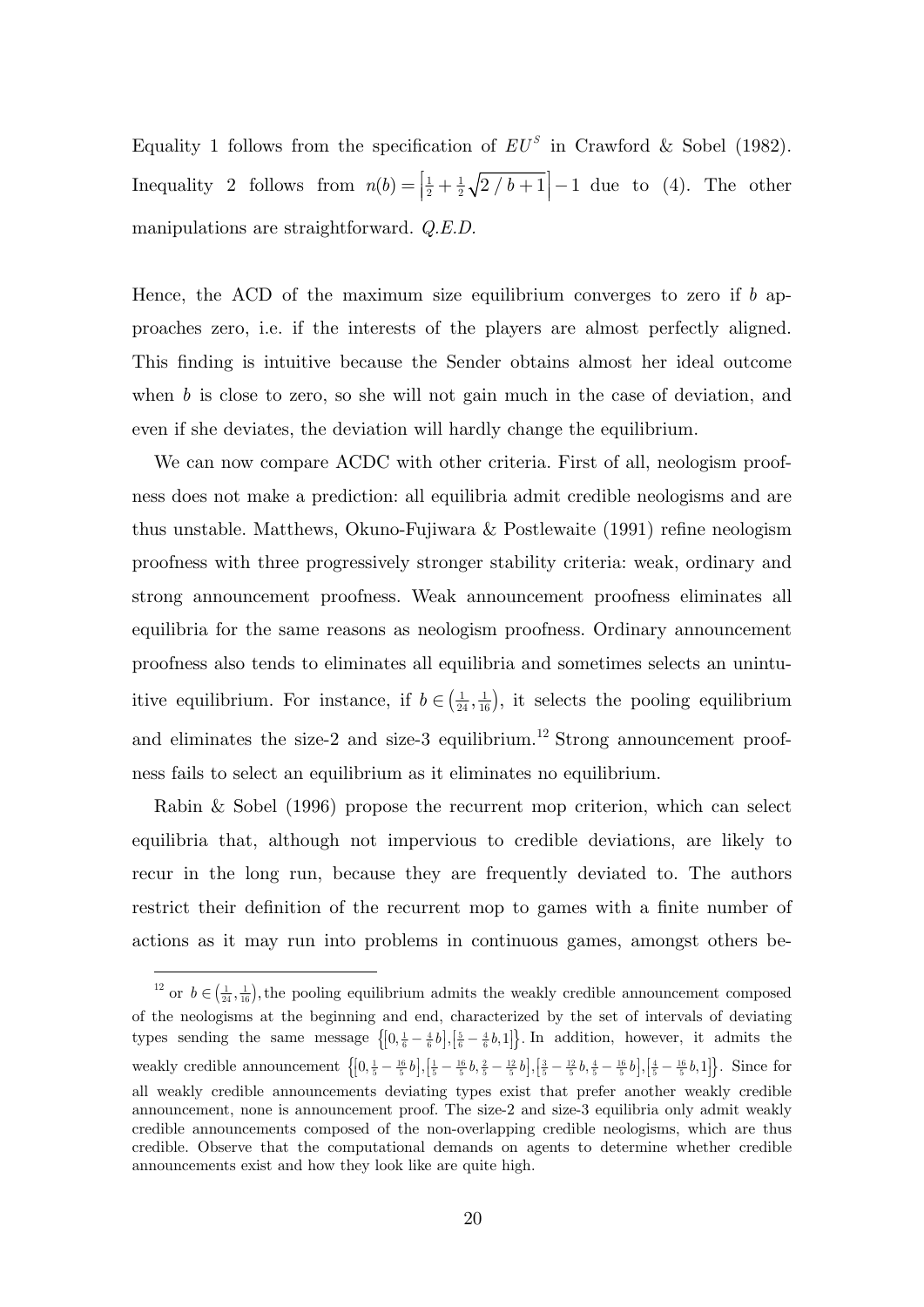Equality 1 follows from the specification of $EU^S$ in Crawford & Sobel (1982). Inequality 2 follows from $n(b) = \left\lceil \frac{1}{2} + \frac{1}{2}\sqrt{2 / b + 1} \right\rceil - 1$ due to (4). The other manipulations are straightforward. *Q.E.D.*

Hence, the ACD of the maximum size equilibrium converges to zero if $b$ approaches zero, i.e. if the interests of the players are almost perfectly aligned. This finding is intuitive because the Sender obtains almost her ideal outcome when $b$ is close to zero, so she will not gain much in the case of deviation, and even if she deviates, the deviation will hardly change the equilibrium.

We can now compare ACDC with other criteria. First of all, neologism proofness does not make a prediction: all equilibria admit credible neologisms and are thus unstable. Matthews, Okuno-Fujiwara & Postlewaite (1991) refine neologism proofness with three progressively stronger stability criteria: weak, ordinary and strong announcement proofness. Weak announcement proofness eliminates all equilibria for the same reasons as neologism proofness. Ordinary announcement proofness also tends to eliminates all equilibria and sometimes selects an unintuitive equilibrium. For instance, if $b \in \left(\frac{1}{24}, \frac{1}{16}\right)$, it selects the pooling equilibrium and eliminates the size-2 and size-3 equilibrium.[12] Strong announcement proofness fails to select an equilibrium as it eliminates no equilibrium.

Rabin & Sobel (1996) propose the recurrent mop criterion, which can select equilibria that, although not impervious to credible deviations, are likely to recur in the long run, because they are frequently deviated to. The authors restrict their definition of the recurrent mop to games with a finite number of actions as it may run into problems in continuous games, amongst others be-

---

[12] or $b \in \left(\frac{1}{24}, \frac{1}{16}\right)$, the pooling equilibrium admits the weakly credible announcement composed of the neologisms at the beginning and end, characterized by the set of intervals of deviating types sending the same message $\left\{\left[0, \frac{1}{6} - \frac{4}{6}b\right], \left[\frac{5}{6} - \frac{4}{6}b, 1\right]\right\}$. In addition, however, it admits the weakly credible announcement $\left\{\left[0, \frac{1}{5} - \frac{16}{5}b\right], \left[\frac{1}{5} - \frac{16}{5}b, \frac{2}{5} - \frac{12}{5}b\right], \left[\frac{3}{5} - \frac{12}{5}b, \frac{4}{5} - \frac{16}{5}b\right], \left[\frac{4}{5} - \frac{16}{5}b, 1\right]\right\}$. Since for all weakly credible announcements deviating types exist that prefer another weakly credible announcement, none is announcement proof. The size-2 and size-3 equilibria only admit weakly credible announcements composed of the non-overlapping credible neologisms, which are thus credible. Observe that the computational demands on agents to determine whether credible announcements exist and how they look like are quite high.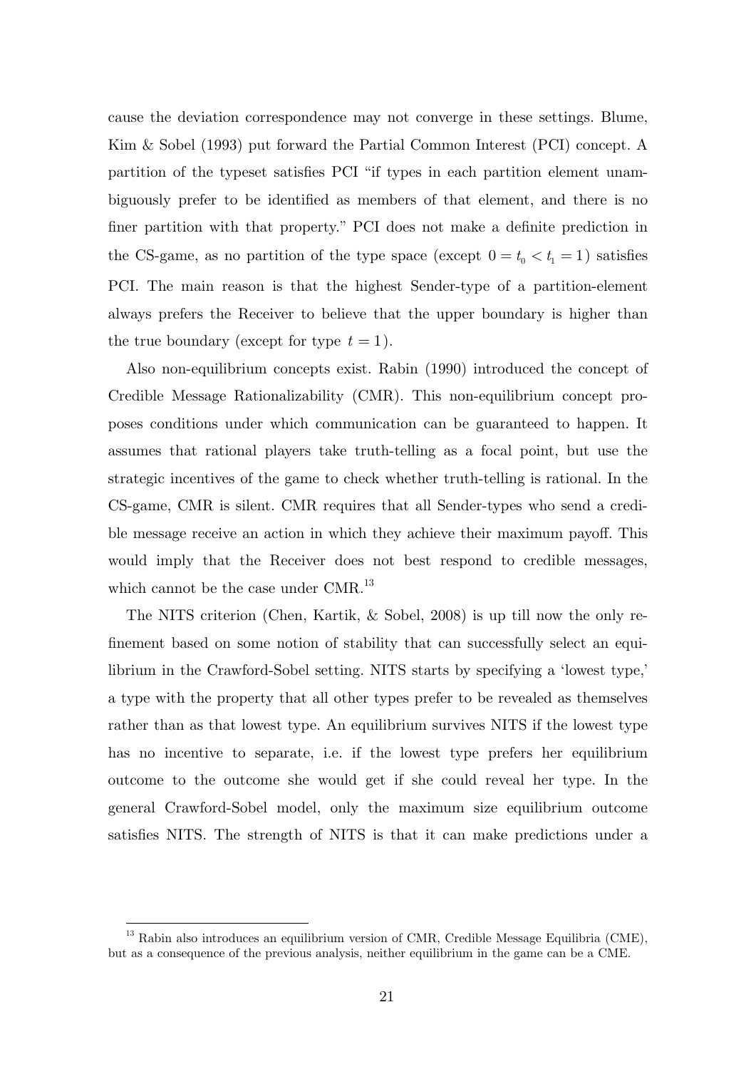cause the deviation correspondence may not converge in these settings. Blume, Kim & Sobel (1993) put forward the Partial Common Interest (PCI) concept. A partition of the typeset satisfies PCI "if types in each partition element unambiguously prefer to be identified as members of that element, and there is no finer partition with that property." PCI does not make a definite prediction in the CS-game, as no partition of the type space (except $0 = t_0 < t_1 = 1$) satisfies PCI. The main reason is that the highest Sender-type of a partition-element always prefers the Receiver to believe that the upper boundary is higher than the true boundary (except for type $t = 1$).

Also non-equilibrium concepts exist. Rabin (1990) introduced the concept of Credible Message Rationalizability (CMR). This non-equilibrium concept proposes conditions under which communication can be guaranteed to happen. It assumes that rational players take truth-telling as a focal point, but use the strategic incentives of the game to check whether truth-telling is rational. In the CS-game, CMR is silent. CMR requires that all Sender-types who send a credible message receive an action in which they achieve their maximum payoff. This would imply that the Receiver does not best respond to credible messages, which cannot be the case under CMR.[13]

The NITS criterion (Chen, Kartik, & Sobel, 2008) is up till now the only refinement based on some notion of stability that can successfully select an equilibrium in the Crawford-Sobel setting. NITS starts by specifying a 'lowest type,' a type with the property that all other types prefer to be revealed as themselves rather than as that lowest type. An equilibrium survives NITS if the lowest type has no incentive to separate, i.e. if the lowest type prefers her equilibrium outcome to the outcome she would get if she could reveal her type. In the general Crawford-Sobel model, only the maximum size equilibrium outcome satisfies NITS. The strength of NITS is that it can make predictions under a

[13] Rabin also introduces an equilibrium version of CMR, Credible Message Equilibria (CME), but as a consequence of the previous analysis, neither equilibrium in the game can be a CME.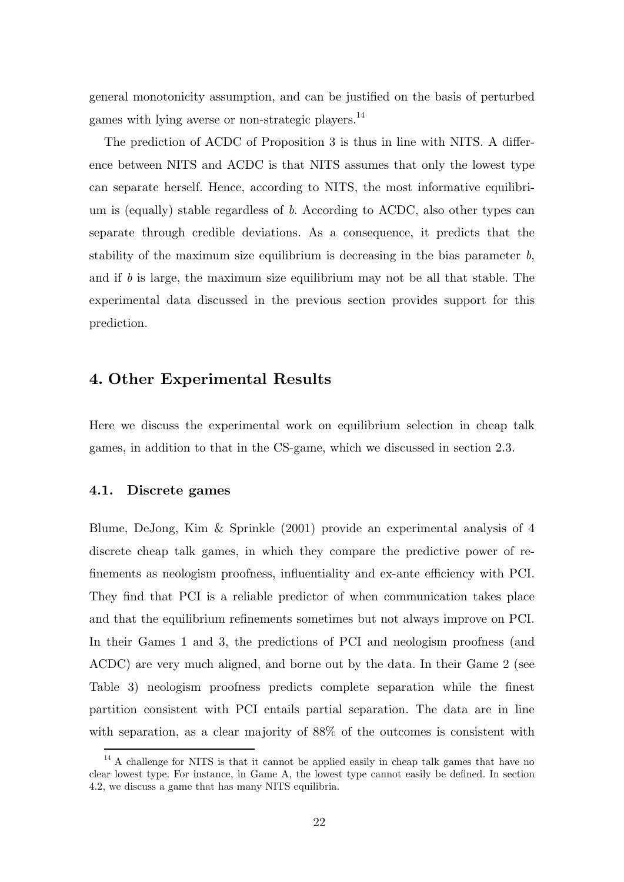general monotonicity assumption, and can be justified on the basis of perturbed games with lying averse or non-strategic players.[14]

The prediction of ACDC of Proposition 3 is thus in line with NITS. A difference between NITS and ACDC is that NITS assumes that only the lowest type can separate herself. Hence, according to NITS, the most informative equilibrium is (equally) stable regardless of $b$. According to ACDC, also other types can separate through credible deviations. As a consequence, it predicts that the stability of the maximum size equilibrium is decreasing in the bias parameter $b$, and if $b$ is large, the maximum size equilibrium may not be all that stable. The experimental data discussed in the previous section provides support for this prediction.

## 4. Other Experimental Results

Here we discuss the experimental work on equilibrium selection in cheap talk games, in addition to that in the CS-game, which we discussed in section 2.3.

### 4.1. Discrete games

Blume, DeJong, Kim & Sprinkle (2001) provide an experimental analysis of 4 discrete cheap talk games, in which they compare the predictive power of refinements as neologism proofness, influentiality and ex-ante efficiency with PCI. They find that PCI is a reliable predictor of when communication takes place and that the equilibrium refinements sometimes but not always improve on PCI. In their Games 1 and 3, the predictions of PCI and neologism proofness (and ACDC) are very much aligned, and borne out by the data. In their Game 2 (see Table 3) neologism proofness predicts complete separation while the finest partition consistent with PCI entails partial separation. The data are in line with separation, as a clear majority of 88% of the outcomes is consistent with

[14] A challenge for NITS is that it cannot be applied easily in cheap talk games that have no clear lowest type. For instance, in Game A, the lowest type cannot easily be defined. In section 4.2, we discuss a game that has many NITS equilibria.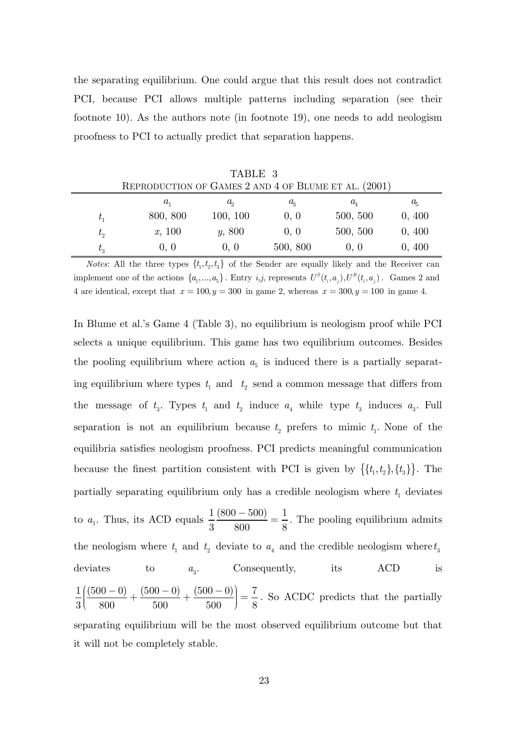the separating equilibrium. One could argue that this result does not contradict PCI, because PCI allows multiple patterns including separation (see their footnote 10). As the authors note (in footnote 19), one needs to add neologism proofness to PCI to actually predict that separation happens.

TABLE 3

REPRODUCTION OF GAMES 2 AND 4 OF BLUME ET AL. (2001)

| | $a_1$ | $a_2$ | $a_3$ | $a_4$ | $a_5$ |
|---|---|---|---|---|---|
| $t_1$ | 800, 800 | 100, 100 | 0, 0 | 500, 500 | 0, 400 |
| $t_2$ | $x$, 100 | $y$, 800 | 0, 0 | 500, 500 | 0, 400 |
| $t_3$ | 0, 0 | 0, 0 | 500, 800 | 0, 0 | 0, 400 |

*Notes*: All the three types $\{t_1, t_2, t_3\}$ of the Sender are equally likely and the Receiver can implement one of the actions $\{a_1, \ldots, a_5\}$. Entry $i,j$, represents $U^S(t_i, a_j), U^R(t_i, a_j)$. Games 2 and 4 are identical, except that $x = 100, y = 300$ in game 2, whereas $x = 300, y = 100$ in game 4.

In Blume et al.'s Game 4 (Table 3), no equilibrium is neologism proof while PCI selects a unique equilibrium. This game has two equilibrium outcomes. Besides the pooling equilibrium where action $a_5$ is induced there is a partially separating equilibrium where types $t_1$ and $t_2$ send a common message that differs from the message of $t_3$. Types $t_1$ and $t_2$ induce $a_4$ while type $t_3$ induces $a_3$. Full separation is not an equilibrium because $t_2$ prefers to mimic $t_1$. None of the equilibria satisfies neologism proofness. PCI predicts meaningful communication because the finest partition consistent with PCI is given by $\{\{t_1, t_2\}, \{t_3\}\}$. The partially separating equilibrium only has a credible neologism where $t_1$ deviates to $a_1$. Thus, its ACD equals $\frac{1}{3}\frac{(800-500)}{800} = \frac{1}{8}$. The pooling equilibrium admits the neologism where $t_1$ and $t_2$ deviate to $a_4$ and the credible neologism where $t_3$ deviates to $a_3$. Consequently, its ACD is $\frac{1}{3}\left(\frac{(500-0)}{800} + \frac{(500-0)}{500} + \frac{(500-0)}{500}\right) = \frac{7}{8}$. So ACDC predicts that the partially separating equilibrium will be the most observed equilibrium outcome but that it will not be completely stable.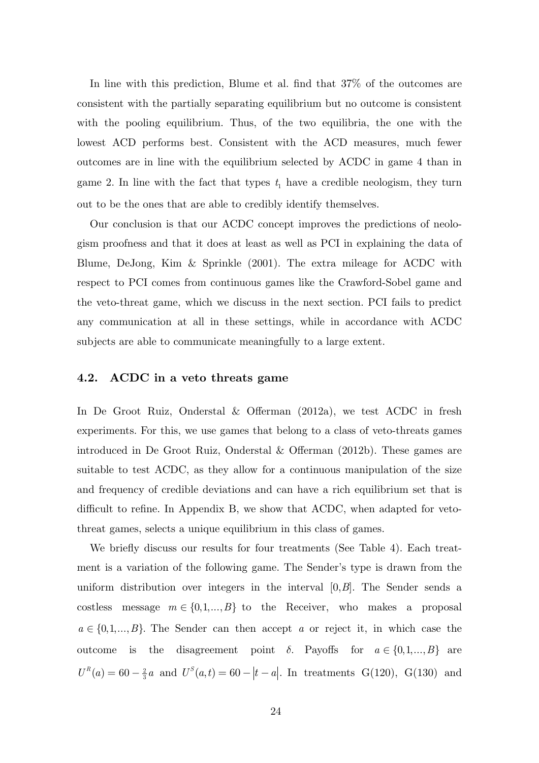In line with this prediction, Blume et al. find that 37% of the outcomes are consistent with the partially separating equilibrium but no outcome is consistent with the pooling equilibrium. Thus, of the two equilibria, the one with the lowest ACD performs best. Consistent with the ACD measures, much fewer outcomes are in line with the equilibrium selected by ACDC in game 4 than in game 2. In line with the fact that types $t_1$ have a credible neologism, they turn out to be the ones that are able to credibly identify themselves.

Our conclusion is that our ACDC concept improves the predictions of neologism proofness and that it does at least as well as PCI in explaining the data of Blume, DeJong, Kim & Sprinkle (2001). The extra mileage for ACDC with respect to PCI comes from continuous games like the Crawford-Sobel game and the veto-threat game, which we discuss in the next section. PCI fails to predict any communication at all in these settings, while in accordance with ACDC subjects are able to communicate meaningfully to a large extent.

### 4.2. ACDC in a veto threats game

In De Groot Ruiz, Onderstal & Offerman (2012a), we test ACDC in fresh experiments. For this, we use games that belong to a class of veto-threats games introduced in De Groot Ruiz, Onderstal & Offerman (2012b). These games are suitable to test ACDC, as they allow for a continuous manipulation of the size and frequency of credible deviations and can have a rich equilibrium set that is difficult to refine. In Appendix B, we show that ACDC, when adapted for veto-threat games, selects a unique equilibrium in this class of games.

We briefly discuss our results for four treatments (See Table 4). Each treatment is a variation of the following game. The Sender's type is drawn from the uniform distribution over integers in the interval $[0,B]$. The Sender sends a costless message $m \in \{0,1,...,B\}$ to the Receiver, who makes a proposal $a \in \{0,1,...,B\}$. The Sender can then accept $a$ or reject it, in which case the outcome is the disagreement point $\delta$. Payoffs for $a \in \{0,1,...,B\}$ are $U^R(a) = 60 - \frac{2}{3}a$ and $U^S(a,t) = 60 - |t - a|$. In treatments G(120), G(130) and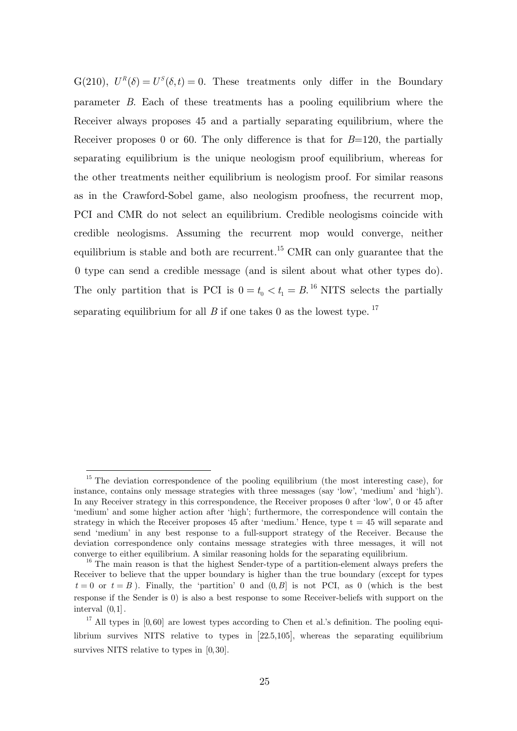G(210), $U^R(\delta) = U^S(\delta, t) = 0$. These treatments only differ in the Boundary parameter $B$. Each of these treatments has a pooling equilibrium where the Receiver always proposes 45 and a partially separating equilibrium, where the Receiver proposes 0 or 60. The only difference is that for $B$=120, the partially separating equilibrium is the unique neologism proof equilibrium, whereas for the other treatments neither equilibrium is neologism proof. For similar reasons as in the Crawford-Sobel game, also neologism proofness, the recurrent mop, PCI and CMR do not select an equilibrium. Credible neologisms coincide with credible neologisms. Assuming the recurrent mop would converge, neither equilibrium is stable and both are recurrent.[15] CMR can only guarantee that the 0 type can send a credible message (and is silent about what other types do). The only partition that is PCI is $0 = t_0 < t_1 = B$.[16] NITS selects the partially separating equilibrium for all $B$ if one takes 0 as the lowest type.[17]

[15] The deviation correspondence of the pooling equilibrium (the most interesting case), for instance, contains only message strategies with three messages (say 'low', 'medium' and 'high'). In any Receiver strategy in this correspondence, the Receiver proposes 0 after 'low', 0 or 45 after 'medium' and some higher action after 'high'; furthermore, the correspondence will contain the strategy in which the Receiver proposes 45 after 'medium.' Hence, type $t = 45$ will separate and send 'medium' in any best response to a full-support strategy of the Receiver. Because the deviation correspondence only contains message strategies with three messages, it will not converge to either equilibrium. A similar reasoning holds for the separating equilibrium.

[16] The main reason is that the highest Sender-type of a partition-element always prefers the Receiver to believe that the upper boundary is higher than the true boundary (except for types $t = 0$ or $t = B$). Finally, the 'partition' 0 and $(0, B]$ is not PCI, as 0 (which is the best response if the Sender is 0) is also a best response to some Receiver-beliefs with support on the interval $(0,1]$.

[17] All types in $[0,60]$ are lowest types according to Chen et al.'s definition. The pooling equilibrium survives NITS relative to types in $[22.5,105]$, whereas the separating equilibrium survives NITS relative to types in $[0,30]$.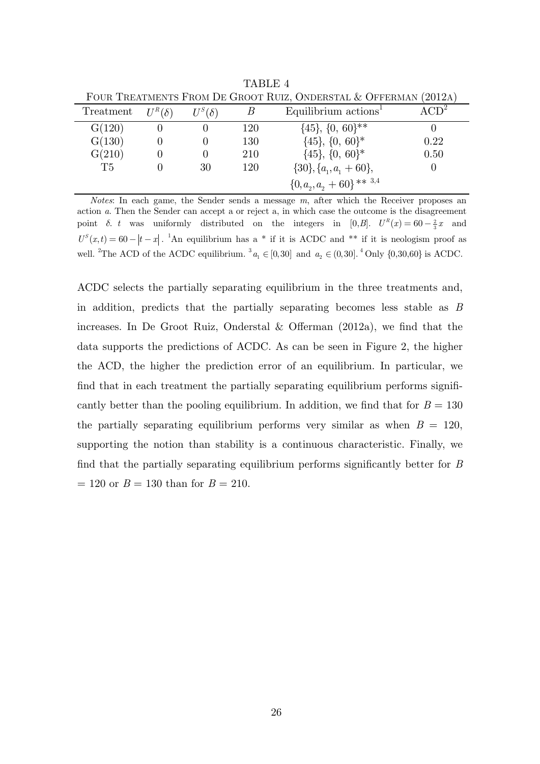TABLE 4

FOUR TREATMENTS FROM DE GROOT RUIZ, ONDERSTAL & OFFERMAN (2012A)

| Treatment | $U^R(\delta)$ | $U^S(\delta)$ | $B$ | Equilibrium actions[1] | ACD[2] |
|---|---|---|---|---|---|
| G(120) | 0 | 0 | 120 | $\{45\}$, $\{0, 60\}$** | 0 |
| G(130) | 0 | 0 | 130 | $\{45\}$, $\{0, 60\}$* | 0.22 |
| G(210) | 0 | 0 | 210 | $\{45\}$, $\{0, 60\}$* | 0.50 |
| T5 | 0 | 30 | 120 | $\{30\}, \{a_1, a_1+60\}$, $\{0, a_2, a_2+60\}$** [3,4] | 0 |

*Notes*: In each game, the Sender sends a message $m$, after which the Receiver proposes an action $a$. Then the Sender can accept a or reject a, in which case the outcome is the disagreement point $\delta$. $t$ was uniformly distributed on the integers in $[0,B]$. $U^R(x) = 60 - \frac{2}{3}x$ and $U^S(x,t) = 60 - |t - x|$. [1]An equilibrium has a * if it is ACDC and ** if it is neologism proof as well. [2]The ACD of the ACDC equilibrium. [3]$a_1 \in [0,30]$ and $a_2 \in (0,30]$. [4]Only {0,30,60} is ACDC.

ACDC selects the partially separating equilibrium in the three treatments and, in addition, predicts that the partially separating becomes less stable as $B$ increases. In De Groot Ruiz, Onderstal & Offerman (2012a), we find that the data supports the predictions of ACDC. As can be seen in Figure 2, the higher the ACD, the higher the prediction error of an equilibrium. In particular, we find that in each treatment the partially separating equilibrium performs significantly better than the pooling equilibrium. In addition, we find that for $B = 130$ the partially separating equilibrium performs very similar as when $B = 120$, supporting the notion than stability is a continuous characteristic. Finally, we find that the partially separating equilibrium performs significantly better for $B = 120$ or $B = 130$ than for $B = 210$.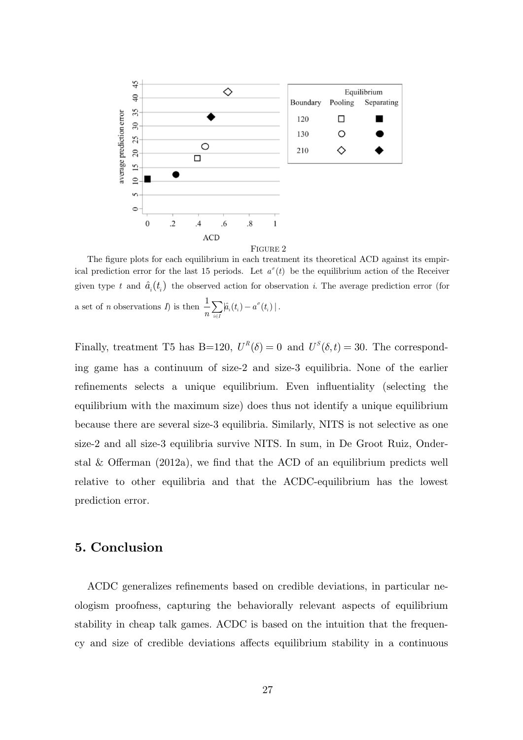FIGURE 2

The figure plots for each equilibrium in each treatment its theoretical ACD against its empirical prediction error for the last 15 periods. Let $a^{\sigma}(t)$ be the equilibrium action of the Receiver given type $t$ and $\hat{a}_i(t_i)$ the observed action for observation $i$. The average prediction error (for a set of $n$ observations $I$) is then $\frac{1}{n}\sum_{i\in I}|\hat{a}_i(t_i) - a^{\sigma}(t_i)|$.

Finally, treatment T5 has B=120, $U^R(\delta) = 0$ and $U^S(\delta, t) = 30$. The corresponding game has a continuum of size-2 and size-3 equilibria. None of the earlier refinements selects a unique equilibrium. Even influentiality (selecting the equilibrium with the maximum size) does thus not identify a unique equilibrium because there are several size-3 equilibria. Similarly, NITS is not selective as one size-2 and all size-3 equilibria survive NITS. In sum, in De Groot Ruiz, Onderstal & Offerman (2012a), we find that the ACD of an equilibrium predicts well relative to other equilibria and that the ACDC-equilibrium has the lowest prediction error.

## 5. Conclusion

ACDC generalizes refinements based on credible deviations, in particular neologism proofness, capturing the behaviorally relevant aspects of equilibrium stability in cheap talk games. ACDC is based on the intuition that the frequency and size of credible deviations affects equilibrium stability in a continuous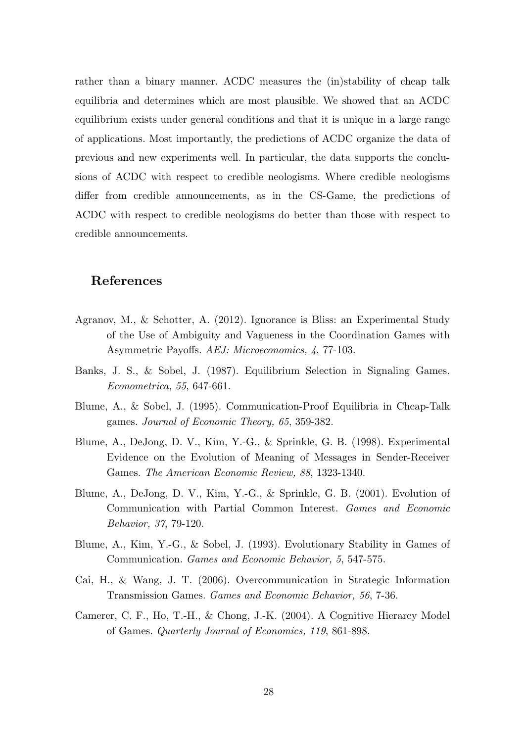rather than a binary manner. ACDC measures the (in)stability of cheap talk equilibria and determines which are most plausible. We showed that an ACDC equilibrium exists under general conditions and that it is unique in a large range of applications. Most importantly, the predictions of ACDC organize the data of previous and new experiments well. In particular, the data supports the conclusions of ACDC with respect to credible neologisms. Where credible neologisms differ from credible announcements, as in the CS-Game, the predictions of ACDC with respect to credible neologisms do better than those with respect to credible announcements.

## References

Agranov, M., & Schotter, A. (2012). Ignorance is Bliss: an Experimental Study of the Use of Ambiguity and Vagueness in the Coordination Games with Asymmetric Payoffs. *AEJ: Microeconomics, 4*, 77-103.

Banks, J. S., & Sobel, J. (1987). Equilibrium Selection in Signaling Games. *Econometrica, 55*, 647-661.

Blume, A., & Sobel, J. (1995). Communication-Proof Equilibria in Cheap-Talk games. *Journal of Economic Theory, 65*, 359-382.

Blume, A., DeJong, D. V., Kim, Y.-G., & Sprinkle, G. B. (1998). Experimental Evidence on the Evolution of Meaning of Messages in Sender-Receiver Games. *The American Economic Review, 88*, 1323-1340.

Blume, A., DeJong, D. V., Kim, Y.-G., & Sprinkle, G. B. (2001). Evolution of Communication with Partial Common Interest. *Games and Economic Behavior, 37*, 79-120.

Blume, A., Kim, Y.-G., & Sobel, J. (1993). Evolutionary Stability in Games of Communication. *Games and Economic Behavior, 5*, 547-575.

Cai, H., & Wang, J. T. (2006). Overcommunication in Strategic Information Transmission Games. *Games and Economic Behavior, 56*, 7-36.

Camerer, C. F., Ho, T.-H., & Chong, J.-K. (2004). A Cognitive Hierarcy Model of Games. *Quarterly Journal of Economics, 119*, 861-898.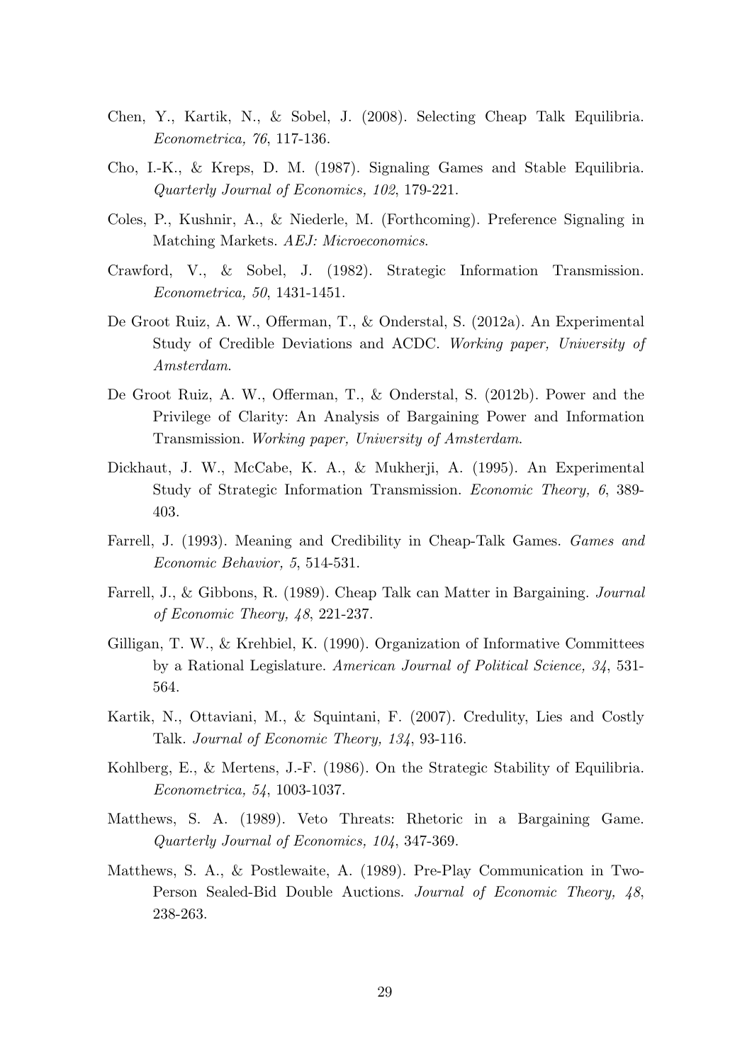Chen, Y., Kartik, N., & Sobel, J. (2008). Selecting Cheap Talk Equilibria. *Econometrica, 76*, 117-136.

Cho, I.-K., & Kreps, D. M. (1987). Signaling Games and Stable Equilibria. *Quarterly Journal of Economics, 102*, 179-221.

Coles, P., Kushnir, A., & Niederle, M. (Forthcoming). Preference Signaling in Matching Markets. *AEJ: Microeconomics*.

Crawford, V., & Sobel, J. (1982). Strategic Information Transmission. *Econometrica, 50*, 1431-1451.

De Groot Ruiz, A. W., Offerman, T., & Onderstal, S. (2012a). An Experimental Study of Credible Deviations and ACDC. *Working paper, University of Amsterdam*.

De Groot Ruiz, A. W., Offerman, T., & Onderstal, S. (2012b). Power and the Privilege of Clarity: An Analysis of Bargaining Power and Information Transmission. *Working paper, University of Amsterdam*.

Dickhaut, J. W., McCabe, K. A., & Mukherji, A. (1995). An Experimental Study of Strategic Information Transmission. *Economic Theory, 6*, 389-403.

Farrell, J. (1993). Meaning and Credibility in Cheap-Talk Games. *Games and Economic Behavior, 5*, 514-531.

Farrell, J., & Gibbons, R. (1989). Cheap Talk can Matter in Bargaining. *Journal of Economic Theory, 48*, 221-237.

Gilligan, T. W., & Krehbiel, K. (1990). Organization of Informative Committees by a Rational Legislature. *American Journal of Political Science, 34*, 531-564.

Kartik, N., Ottaviani, M., & Squintani, F. (2007). Credulity, Lies and Costly Talk. *Journal of Economic Theory, 134*, 93-116.

Kohlberg, E., & Mertens, J.-F. (1986). On the Strategic Stability of Equilibria. *Econometrica, 54*, 1003-1037.

Matthews, S. A. (1989). Veto Threats: Rhetoric in a Bargaining Game. *Quarterly Journal of Economics, 104*, 347-369.

Matthews, S. A., & Postlewaite, A. (1989). Pre-Play Communication in Two-Person Sealed-Bid Double Auctions. *Journal of Economic Theory, 48*, 238-263.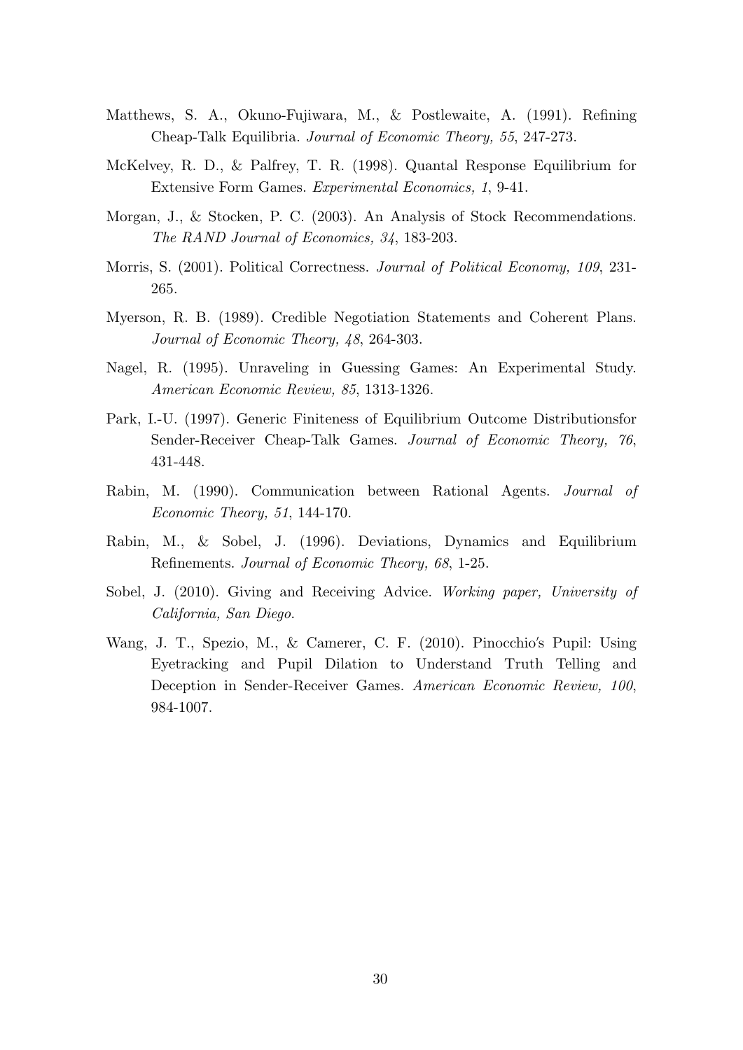Matthews, S. A., Okuno-Fujiwara, M., & Postlewaite, A. (1991). Refining Cheap-Talk Equilibria. *Journal of Economic Theory, 55*, 247-273.

McKelvey, R. D., & Palfrey, T. R. (1998). Quantal Response Equilibrium for Extensive Form Games. *Experimental Economics, 1*, 9-41.

Morgan, J., & Stocken, P. C. (2003). An Analysis of Stock Recommendations. *The RAND Journal of Economics, 34*, 183-203.

Morris, S. (2001). Political Correctness. *Journal of Political Economy, 109*, 231-265.

Myerson, R. B. (1989). Credible Negotiation Statements and Coherent Plans. *Journal of Economic Theory, 48*, 264-303.

Nagel, R. (1995). Unraveling in Guessing Games: An Experimental Study. *American Economic Review, 85*, 1313-1326.

Park, I.-U. (1997). Generic Finiteness of Equilibrium Outcome Distributionsfor Sender-Receiver Cheap-Talk Games. *Journal of Economic Theory, 76*, 431-448.

Rabin, M. (1990). Communication between Rational Agents. *Journal of Economic Theory, 51*, 144-170.

Rabin, M., & Sobel, J. (1996). Deviations, Dynamics and Equilibrium Refinements. *Journal of Economic Theory, 68*, 1-25.

Sobel, J. (2010). Giving and Receiving Advice. *Working paper, University of California, San Diego.*

Wang, J. T., Spezio, M., & Camerer, C. F. (2010). Pinocchio's Pupil: Using Eyetracking and Pupil Dilation to Understand Truth Telling and Deception in Sender-Receiver Games. *American Economic Review, 100*, 984-1007.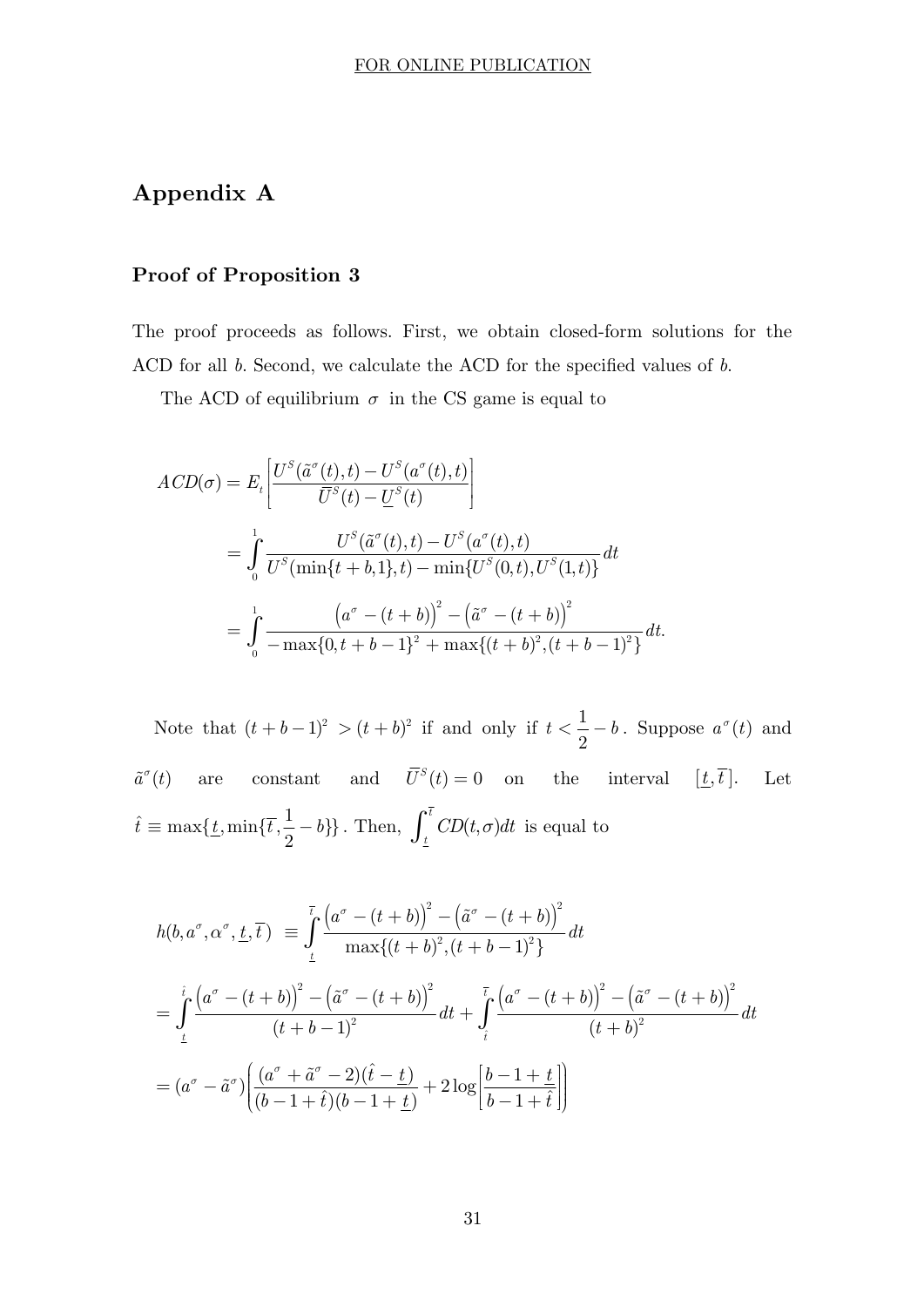# Appendix A

## Proof of Proposition 3

The proof proceeds as follows. First, we obtain closed-form solutions for the ACD for all $b$. Second, we calculate the ACD for the specified values of $b$.

The ACD of equilibrium $\sigma$ in the CS game is equal to

$$
\begin{aligned}
ACD(\sigma) &= E_t\left[\frac{U^S(\tilde{a}^\sigma(t),t) - U^S(a^\sigma(t),t)}{\overline{U}^S(t) - \underline{U}^S(t)}\right] \\
&= \int_0^1 \frac{U^S(\tilde{a}^\sigma(t),t) - U^S(a^\sigma(t),t)}{U^S(\min\{t+b,1\},t) - \min\{U^S(0,t),U^S(1,t)\}}dt \\
&= \int_0^1 \frac{\left(a^\sigma - (t+b)\right)^2 - \left(\tilde{a}^\sigma - (t+b)\right)^2}{-\max\{0,t+b-1\}^2 + \max\{(t+b)^2,(t+b-1)^2\}}dt.
\end{aligned}
$$

Note that $(t+b-1)^2 > (t+b)^2$ if and only if $t < \frac{1}{2} - b$. Suppose $a^\sigma(t)$ and $\tilde{a}^\sigma(t)$ are constant and $\overline{U}^S(t) = 0$ on the interval $[\underline{t}, \overline{t}]$. Let $\hat{t} \equiv \max\{\underline{t}, \min\{\overline{t}, \frac{1}{2} - b\}\}$. Then, $\int_{\underline{t}}^{\overline{t}} CD(t,\sigma)dt$ is equal to

$$
\begin{aligned}
h(b, a^\sigma, \alpha^\sigma, \underline{t}, \overline{t}) &\equiv \int_{\underline{t}}^{\overline{t}} \frac{\left(a^\sigma - (t+b)\right)^2 - \left(\tilde{a}^\sigma - (t+b)\right)^2}{\max\{(t+b)^2,(t+b-1)^2\}}dt \\
&= \int_{\underline{t}}^{\hat{t}} \frac{\left(a^\sigma - (t+b)\right)^2 - \left(\tilde{a}^\sigma - (t+b)\right)^2}{(t+b-1)^2}dt + \int_{\hat{t}}^{\overline{t}} \frac{\left(a^\sigma - (t+b)\right)^2 - \left(\tilde{a}^\sigma - (t+b)\right)^2}{(t+b)^2}dt \\
&= (a^\sigma - \tilde{a}^\sigma)\left(\frac{(a^\sigma + \tilde{a}^\sigma - 2)(\hat{t} - \underline{t})}{(b-1+\hat{t})(b-1+\underline{t})} + 2\log\left[\frac{b-1+\underline{t}}{b-1+\hat{t}}\right]\right)
\end{aligned}
$$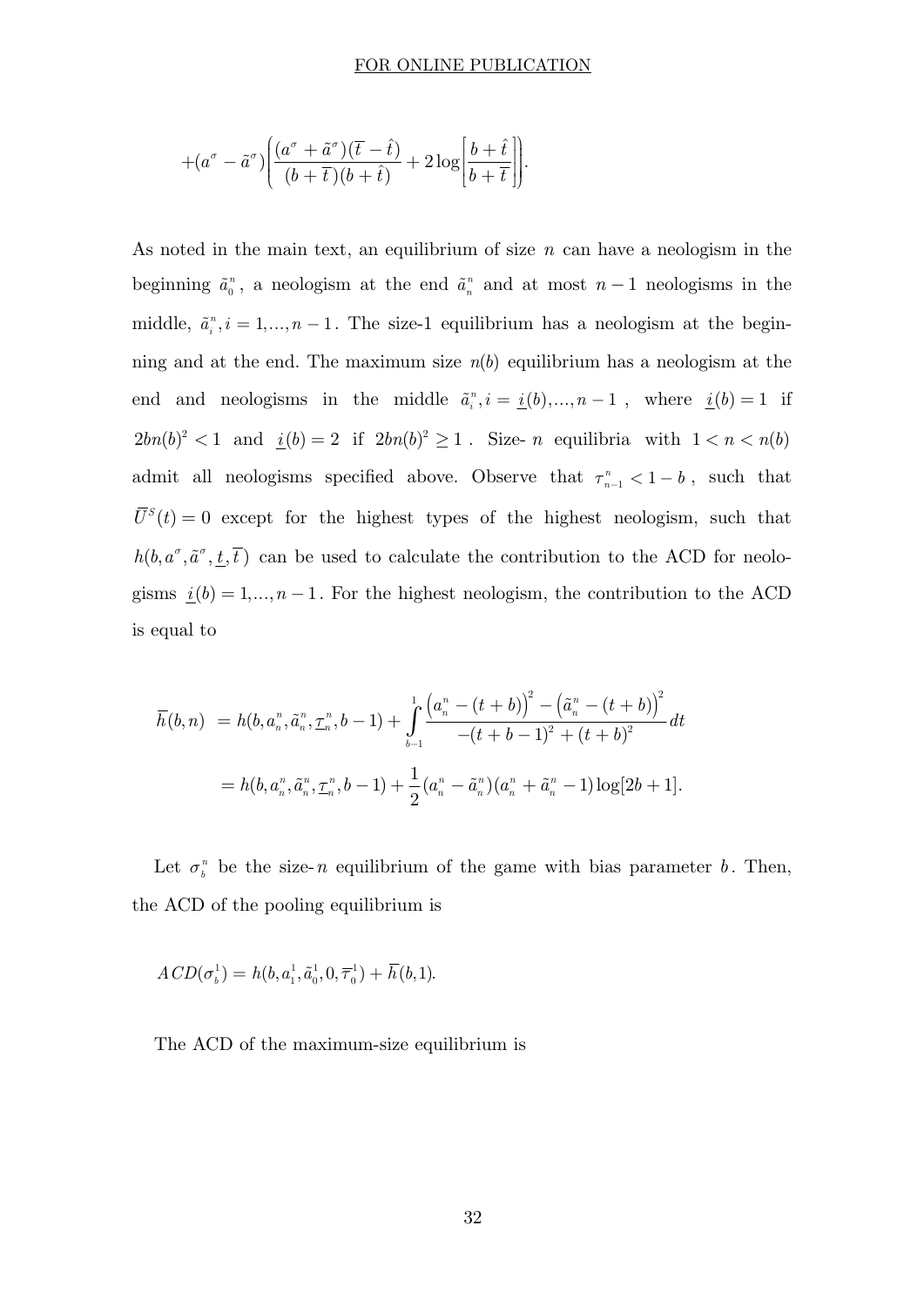$$+(a^{\sigma} - \tilde{a}^{\sigma})\left(\frac{(a^{\sigma} + \tilde{a}^{\sigma})(\overline{t} - \hat{t})}{(b + \overline{t})(b + \hat{t})} + 2\log\left[\frac{b + \hat{t}}{b + \overline{t}}\right]\right).$$

As noted in the main text, an equilibrium of size $n$ can have a neologism in the beginning $\tilde{a}_0^n$, a neologism at the end $\tilde{a}_n^n$ and at most $n-1$ neologisms in the middle, $\tilde{a}_i^n, i = 1,...,n-1$. The size-1 equilibrium has a neologism at the beginning and at the end. The maximum size $n(b)$ equilibrium has a neologism at the end and neologisms in the middle $\tilde{a}_i^n, i = \underline{i}(b),...,n-1$, where $\underline{i}(b) = 1$ if $2bn(b)^2 < 1$ and $\underline{i}(b) = 2$ if $2bn(b)^2 \geq 1$. Size- $n$ equilibria with $1 < n < n(b)$ admit all neologisms specified above. Observe that $\tau_{n-1}^n < 1 - b$, such that $\overline{U}^S(t) = 0$ except for the highest types of the highest neologism, such that $h(b, a^{\sigma}, \tilde{a}^{\sigma}, \underline{t}, \overline{t})$ can be used to calculate the contribution to the ACD for neologisms $\underline{i}(b) = 1,...,n-1$. For the highest neologism, the contribution to the ACD is equal to

$$\begin{aligned}
\overline{h}(b,n) &= h(b, a_n^n, \tilde{a}_n^n, \underline{\tau}_n^n, b-1) + \int_{b-1}^{1} \frac{\left(a_n^n - (t+b)\right)^2 - \left(\tilde{a}_n^n - (t+b)\right)^2}{-(t+b-1)^2 + (t+b)^2} dt \\
&= h(b, a_n^n, \tilde{a}_n^n, \underline{\tau}_n^n, b-1) + \frac{1}{2}(a_n^n - \tilde{a}_n^n)(a_n^n + \tilde{a}_n^n - 1)\log[2b+1].
\end{aligned}$$

Let $\sigma_b^n$ be the size-$n$ equilibrium of the game with bias parameter $b$. Then, the ACD of the pooling equilibrium is

$$ACD(\sigma_b^1) = h(b, a_1^1, \tilde{a}_0^1, 0, \overline{\tau}_0^1) + \overline{h}(b, 1).$$

The ACD of the maximum-size equilibrium is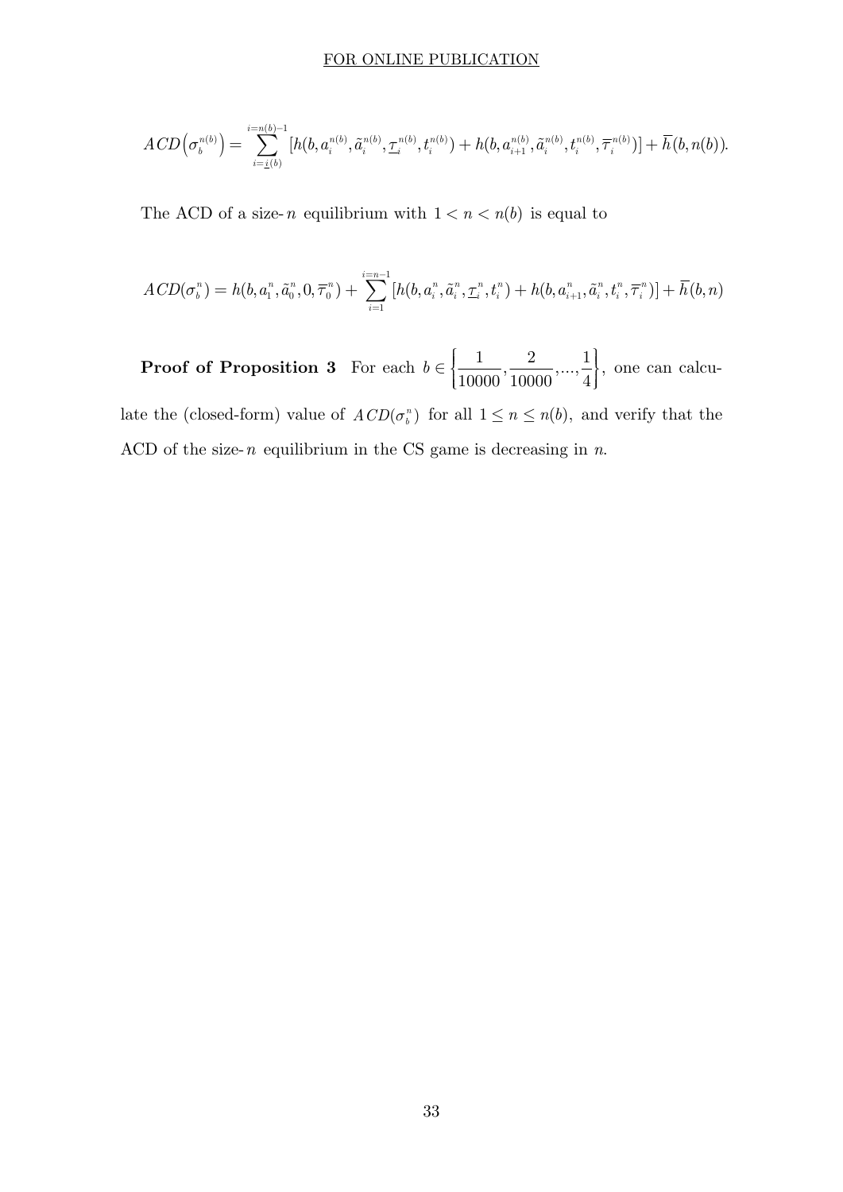$$ACD\left(\sigma_b^{n(b)}\right) = \sum_{i=\underline{i}(b)}^{i=n(b)-1} [h(b, a_i^{n(b)}, \tilde{a}_i^{n(b)}, \underline{\tau}_i^{n(b)}, t_i^{n(b)}) + h(b, a_{i+1}^{n(b)}, \tilde{a}_i^{n(b)}, t_i^{n(b)}, \overline{\tau}_i^{n(b)})] + \overline{h}(b, n(b)).$$

The ACD of a size-$n$ equilibrium with $1 < n < n(b)$ is equal to

$$ACD(\sigma_b^n) = h(b, a_1^n, \tilde{a}_0^n, 0, \overline{\tau}_0^n) + \sum_{i=1}^{i=n-1} [h(b, a_i^n, \tilde{a}_i^n, \underline{\tau}_i^n, t_i^n) + h(b, a_{i+1}^n, \tilde{a}_i^n, t_i^n, \overline{\tau}_i^n)] + \overline{h}(b, n)$$

**Proof of Proposition 3** For each $b \in \left\{\frac{1}{10000}, \frac{2}{10000}, ..., \frac{1}{4}\right\}$, one can calculate the (closed-form) value of $ACD(\sigma_b^n)$ for all $1 \leq n \leq n(b)$, and verify that the ACD of the size-$n$ equilibrium in the CS game is decreasing in $n$.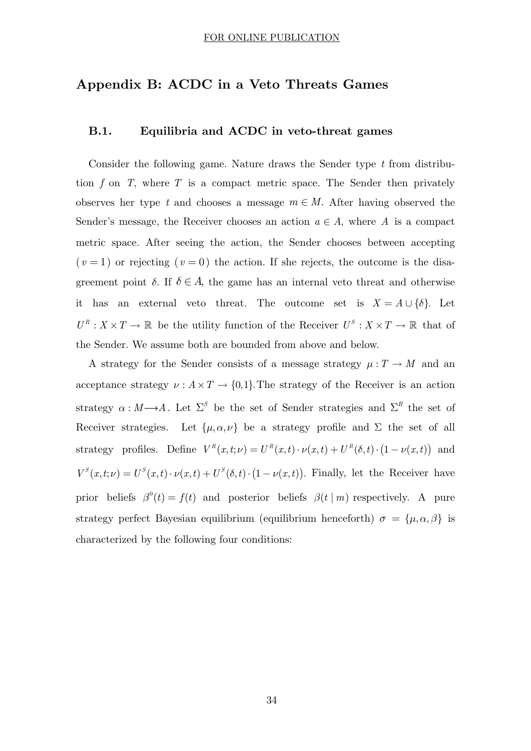## Appendix B: ACDC in a Veto Threats Games

### B.1. Equilibria and ACDC in veto-threat games

Consider the following game. Nature draws the Sender type $t$ from distribution $f$ on $T$, where $T$ is a compact metric space. The Sender then privately observes her type $t$ and chooses a message $m \in M$. After having observed the Sender's message, the Receiver chooses an action $a \in A$, where $A$ is a compact metric space. After seeing the action, the Sender chooses between accepting ($v = 1$) or rejecting ($v = 0$) the action. If she rejects, the outcome is the disagreement point $\delta$. If $\delta \in A$, the game has an internal veto threat and otherwise it has an external veto threat. The outcome set is $X = A \cup \{\delta\}$. Let $U^R : X \times T \to \mathbb{R}$ be the utility function of the Receiver $U^S : X \times T \to \mathbb{R}$ that of the Sender. We assume both are bounded from above and below.

A strategy for the Sender consists of a message strategy $\mu : T \to M$ and an acceptance strategy $\nu : A \times T \to \{0,1\}$. The strategy of the Receiver is an action strategy $\alpha : M \longrightarrow A$. Let $\Sigma^S$ be the set of Sender strategies and $\Sigma^R$ the set of Receiver strategies. Let $\{\mu, \alpha, \nu\}$ be a strategy profile and $\Sigma$ the set of all strategy profiles. Define $V^R(x,t;\nu) = U^R(x,t) \cdot \nu(x,t) + U^R(\delta,t) \cdot \big(1 - \nu(x,t)\big)$ and $V^S(x,t;\nu) = U^S(x,t) \cdot \nu(x,t) + U^S(\delta,t) \cdot \big(1 - \nu(x,t)\big)$. Finally, let the Receiver have prior beliefs $\beta^0(t) = f(t)$ and posterior beliefs $\beta(t \mid m)$ respectively. A pure strategy perfect Bayesian equilibrium (equilibrium henceforth) $\sigma = \{\mu, \alpha, \beta\}$ is characterized by the following four conditions: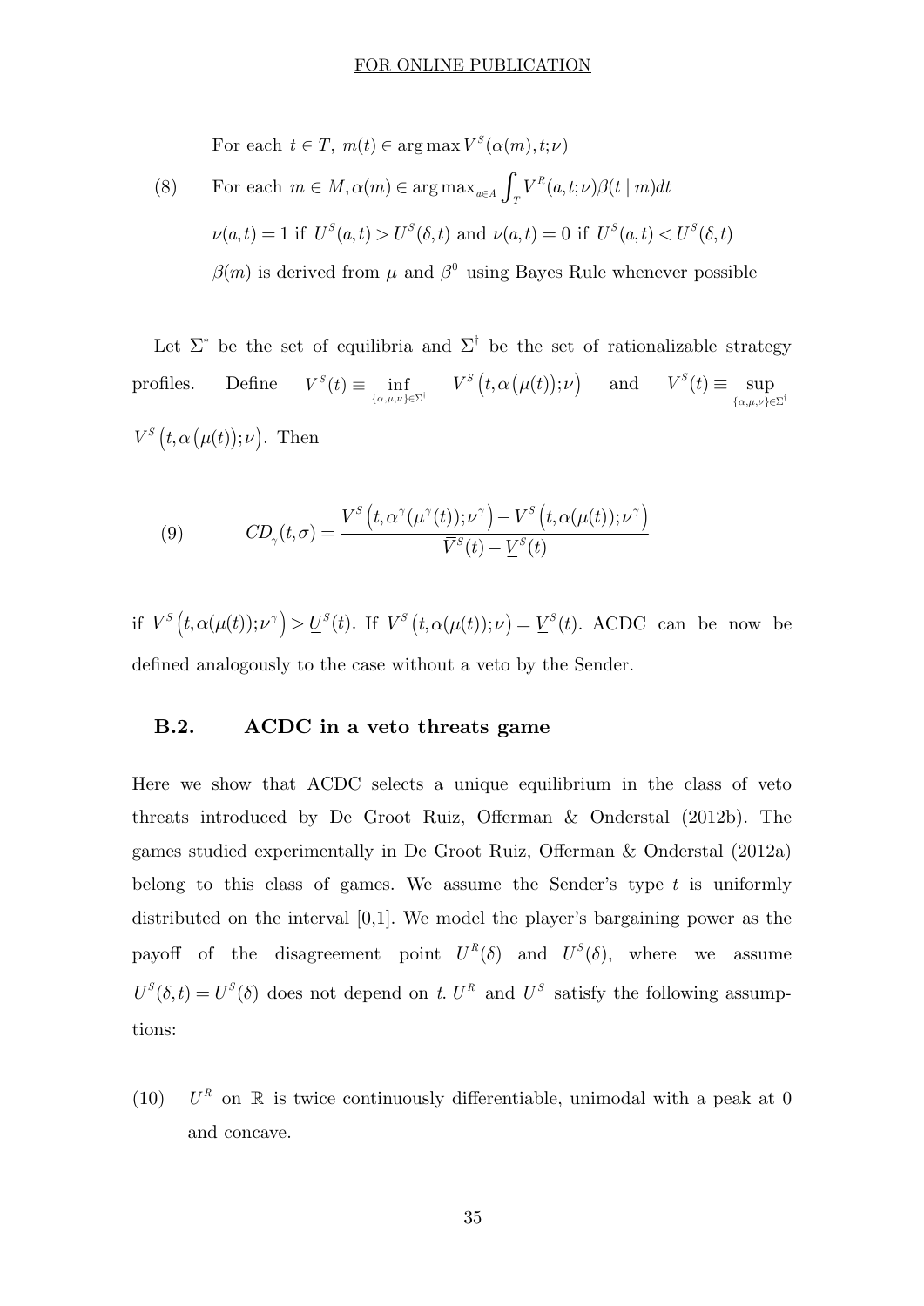For each $t \in T$, $m(t) \in \arg\max V^S(\alpha(m), t; \nu)$

(8) For each $m \in M, \alpha(m) \in \arg\max_{a \in A} \int_T V^R(a,t;\nu)\beta(t \mid m)dt$

$\nu(a,t) = 1$ if $U^S(a,t) > U^S(\delta,t)$ and $\nu(a,t) = 0$ if $U^S(a,t) < U^S(\delta,t)$

$\beta(m)$ is derived from $\mu$ and $\beta^0$ using Bayes Rule whenever possible

Let $\Sigma^*$ be the set of equilibria and $\Sigma^\dagger$ be the set of rationalizable strategy profiles. Define $\underline{V}^S(t) \equiv \inf_{\{\alpha,\mu,\nu\} \in \Sigma^\dagger} V^S\left(t, \alpha\left(\mu(t)\right); \nu\right)$ and $\overline{V}^S(t) \equiv \sup_{\{\alpha,\mu,\nu\} \in \Sigma^\dagger} V^S\left(t, \alpha\left(\mu(t)\right); \nu\right)$. Then

$$(9) \qquad CD_\gamma(t,\sigma) = \frac{V^S\left(t, \alpha^\gamma(\mu^\gamma(t)); \nu^\gamma\right) - V^S\left(t, \alpha(\mu(t)); \nu^\gamma\right)}{\overline{V}^S(t) - \underline{V}^S(t)}$$

if $V^S\left(t, \alpha(\mu(t)); \nu^\gamma\right) > \underline{U}^S(t)$. If $V^S\left(t, \alpha(\mu(t)); \nu\right) = \underline{V}^S(t)$. ACDC can be now be defined analogously to the case without a veto by the Sender.

### B.2. ACDC in a veto threats game

Here we show that ACDC selects a unique equilibrium in the class of veto threats introduced by De Groot Ruiz, Offerman & Onderstal (2012b). The games studied experimentally in De Groot Ruiz, Offerman & Onderstal (2012a) belong to this class of games. We assume the Sender's type $t$ is uniformly distributed on the interval [0,1]. We model the player's bargaining power as the payoff of the disagreement point $U^R(\delta)$ and $U^S(\delta)$, where we assume $U^S(\delta,t) = U^S(\delta)$ does not depend on $t$. $U^R$ and $U^S$ satisfy the following assumptions:

(10) $U^R$ on $\mathbb{R}$ is twice continuously differentiable, unimodal with a peak at 0 and concave.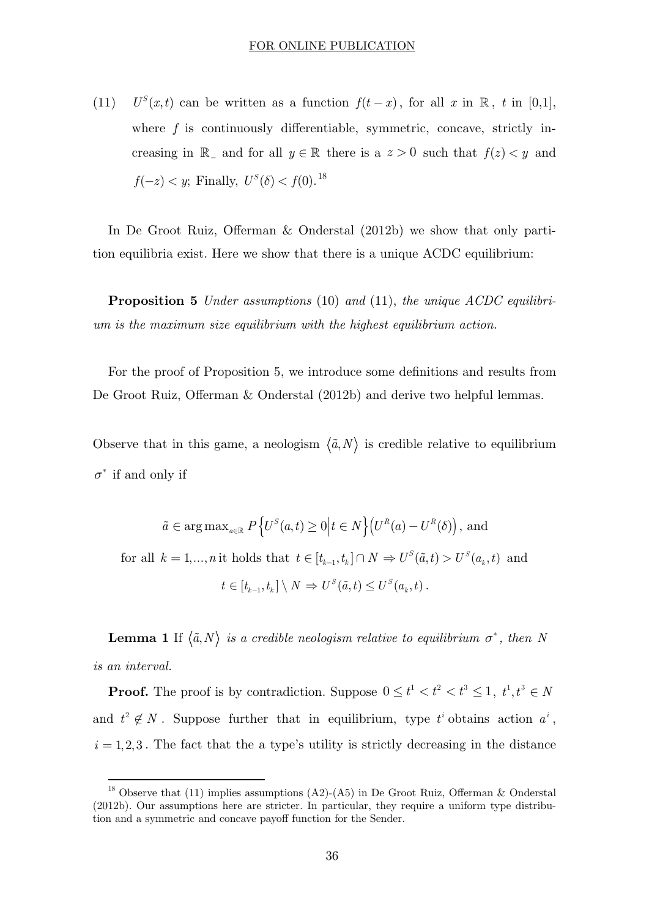(11) $U^S(x,t)$ can be written as a function $f(t-x)$, for all $x$ in $\mathbb{R}$, $t$ in [0,1], where $f$ is continuously differentiable, symmetric, concave, strictly increasing in $\mathbb{R}_-$ and for all $y \in \mathbb{R}$ there is a $z > 0$ such that $f(z) < y$ and $f(-z) < y$; Finally, $U^S(\delta) < f(0)$.[18]

In De Groot Ruiz, Offerman & Onderstal (2012b) we show that only partition equilibria exist. Here we show that there is a unique ACDC equilibrium:

**Proposition 5** *Under assumptions* (10) *and* (11), *the unique ACDC equilibrium is the maximum size equilibrium with the highest equilibrium action.*

For the proof of Proposition 5, we introduce some definitions and results from De Groot Ruiz, Offerman & Onderstal (2012b) and derive two helpful lemmas.

Observe that in this game, a neologism $\langle \tilde{a}, N \rangle$ is credible relative to equilibrium $\sigma^*$ if and only if

$$\tilde{a} \in \arg\max_{a \in \mathbb{R}} P\left\{U^S(a,t) \geq 0 \middle| t \in N\right\}\left(U^R(a) - U^R(\delta)\right), \text{ and}$$

$$\text{for all } k = 1,...,n \text{ it holds that } t \in [t_{k-1}, t_k] \cap N \Rightarrow U^S(\tilde{a}, t) > U^S(a_k, t) \text{ and}$$

$$t \in [t_{k-1}, t_k] \setminus N \Rightarrow U^S(\tilde{a}, t) \leq U^S(a_k, t).$$

**Lemma 1** If $\langle \tilde{a}, N \rangle$ *is a credible neologism relative to equilibrium* $\sigma^*$, *then* $N$ *is an interval.*

**Proof.** The proof is by contradiction. Suppose $0 \leq t^1 < t^2 < t^3 \leq 1$, $t^1, t^3 \in N$ and $t^2 \notin N$. Suppose further that in equilibrium, type $t^i$ obtains action $a^i$, $i = 1,2,3$. The fact that the a type's utility is strictly decreasing in the distance

[18] Observe that (11) implies assumptions (A2)-(A5) in De Groot Ruiz, Offerman & Onderstal (2012b). Our assumptions here are stricter. In particular, they require a uniform type distribution and a symmetric and concave payoff function for the Sender.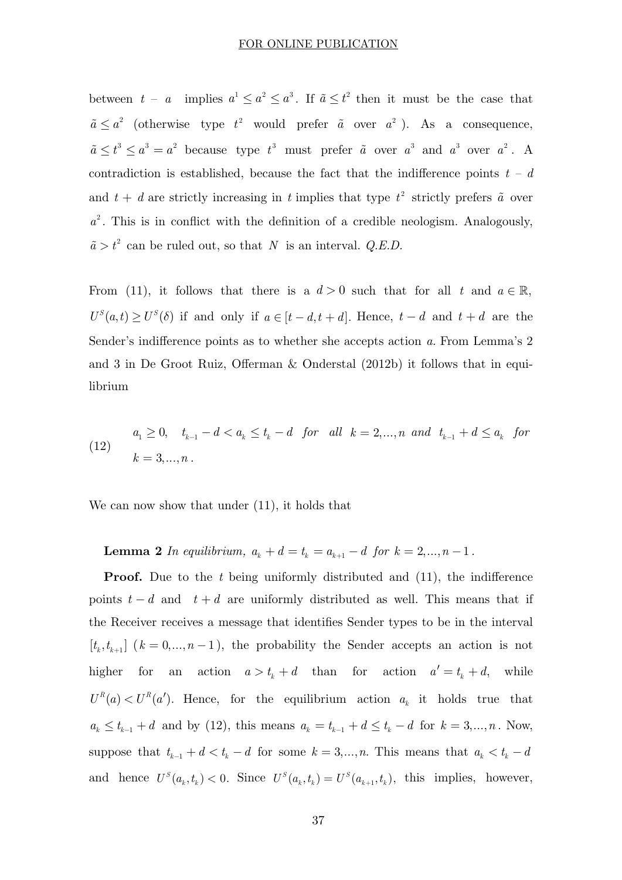between $t - a$ implies $a^1 \leq a^2 \leq a^3$. If $\tilde{a} \leq t^2$ then it must be the case that $\tilde{a} \leq a^2$ (otherwise type $t^2$ would prefer $\tilde{a}$ over $a^2$). As a consequence, $\tilde{a} \leq t^3 \leq a^3 = a^2$ because type $t^3$ must prefer $\tilde{a}$ over $a^3$ and $a^3$ over $a^2$. A contradiction is established, because the fact that the indifference points $t - d$ and $t + d$ are strictly increasing in $t$ implies that type $t^2$ strictly prefers $\tilde{a}$ over $a^2$. This is in conflict with the definition of a credible neologism. Analogously, $\tilde{a} > t^2$ can be ruled out, so that $N$ is an interval. *Q.E.D.*

From (11), it follows that there is a $d > 0$ such that for all $t$ and $a \in \mathbb{R}$, $U^S(a,t) \geq U^S(\delta)$ if and only if $a \in [t-d, t+d]$. Hence, $t-d$ and $t+d$ are the Sender's indifference points as to whether she accepts action $a$. From Lemma's 2 and 3 in De Groot Ruiz, Offerman & Onderstal (2012b) it follows that in equilibrium

$$(12) \qquad a_1 \geq 0, \quad t_{k-1} - d < a_k \leq t_k - d \quad \text{for all } k = 2,...,n \text{ and } t_{k-1} + d \leq a_k \quad \text{for } k = 3,...,n\,.$$

We can now show that under (11), it holds that

**Lemma 2** *In equilibrium,* $a_k + d = t_k = a_{k+1} - d$ *for* $k = 2,...,n-1$.

**Proof.** Due to the $t$ being uniformly distributed and (11), the indifference points $t-d$ and $t+d$ are uniformly distributed as well. This means that if the Receiver receives a message that identifies Sender types to be in the interval $[t_k, t_{k+1}]$ ($k = 0,...,n-1$), the probability the Sender accepts an action is not higher for an action $a > t_k + d$ than for action $a' = t_k + d$, while $U^R(a) < U^R(a')$. Hence, for the equilibrium action $a_k$ it holds true that $a_k \leq t_{k-1} + d$ and by (12), this means $a_k = t_{k-1} + d \leq t_k - d$ for $k = 3,...,n$. Now, suppose that $t_{k-1} + d < t_k - d$ for some $k = 3,...,n$. This means that $a_k < t_k - d$ and hence $U^S(a_k, t_k) < 0$. Since $U^S(a_k, t_k) = U^S(a_{k+1}, t_k)$, this implies, however,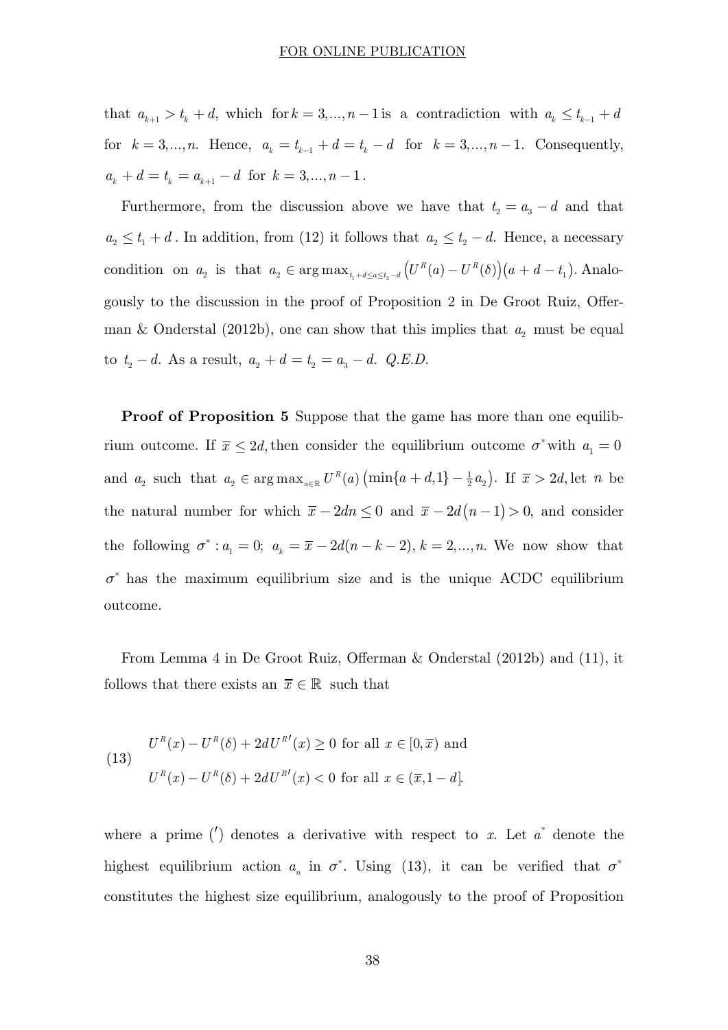that $a_{k+1} > t_k + d$, which for $k = 3,...,n-1$ is a contradiction with $a_k \leq t_{k-1} + d$ for $k = 3,...,n$. Hence, $a_k = t_{k-1} + d = t_k - d$ for $k = 3,...,n-1$. Consequently, $a_k + d = t_k = a_{k+1} - d$ for $k = 3,...,n-1$.

Furthermore, from the discussion above we have that $t_2 = a_3 - d$ and that $a_2 \leq t_1 + d$. In addition, from (12) it follows that $a_2 \leq t_2 - d$. Hence, a necessary condition on $a_2$ is that $a_2 \in \arg\max_{t_1+d \leq a \leq t_2-d} \left(U^R(a) - U^R(\delta)\right)\left(a + d - t_1\right)$. Analogously to the discussion in the proof of Proposition 2 in De Groot Ruiz, Offerman & Onderstal (2012b), one can show that this implies that $a_2$ must be equal to $t_2 - d$. As a result, $a_2 + d = t_2 = a_3 - d$. *Q.E.D.*

**Proof of Proposition 5** Suppose that the game has more than one equilibrium outcome. If $\overline{x} \leq 2d$, then consider the equilibrium outcome $\sigma^*$ with $a_1 = 0$ and $a_2$ such that $a_2 \in \arg\max_{a \in \mathbb{R}} U^R(a)\left(\min\{a+d,1\} - \frac{1}{2}a_2\right)$. If $\overline{x} > 2d$, let $n$ be the natural number for which $\overline{x} - 2dn \leq 0$ and $\overline{x} - 2d(n-1) > 0$, and consider the following $\sigma^* : a_1 = 0;\ a_k = \overline{x} - 2d(n-k-2), k = 2,...,n$. We now show that $\sigma^*$ has the maximum equilibrium size and is the unique ACDC equilibrium outcome.

From Lemma 4 in De Groot Ruiz, Offerman & Onderstal (2012b) and (11), it follows that there exists an $\overline{x} \in \mathbb{R}$ such that

$$
(13) \quad \begin{aligned} &U^R(x) - U^R(\delta) + 2dU^{R\prime}(x) \geq 0 \text{ for all } x \in [0, \overline{x}) \text{ and} \\ &U^R(x) - U^R(\delta) + 2dU^{R\prime}(x) < 0 \text{ for all } x \in (\overline{x}, 1-d]. \end{aligned}
$$

where a prime ($'$) denotes a derivative with respect to $x$. Let $a^*$ denote the highest equilibrium action $a_n$ in $\sigma^*$. Using (13), it can be verified that $\sigma^*$ constitutes the highest size equilibrium, analogously to the proof of Proposition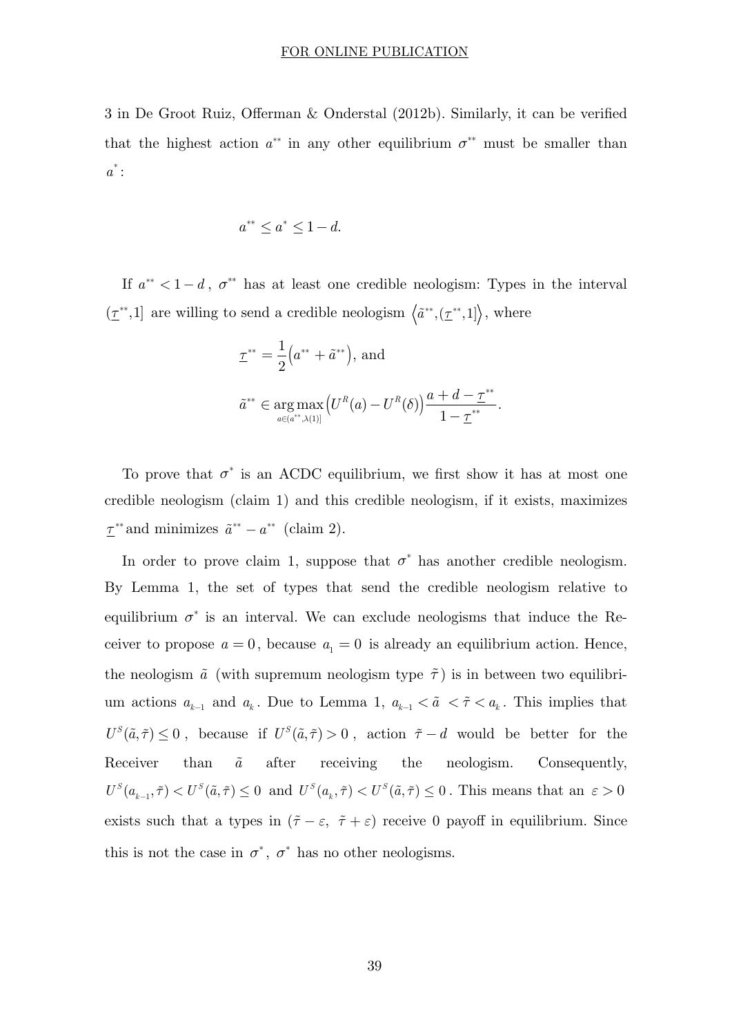3 in De Groot Ruiz, Offerman & Onderstal (2012b). Similarly, it can be verified that the highest action $a^{**}$ in any other equilibrium $\sigma^{**}$ must be smaller than $a^{*}$:

$$a^{**} \leq a^{*} \leq 1-d.$$

If $a^{**} < 1-d$, $\sigma^{**}$ has at least one credible neologism: Types in the interval $(\underline{\tau}^{**},1]$ are willing to send a credible neologism $\left\langle \tilde{a}^{**},(\underline{\tau}^{**},1]\right\rangle$, where

$$\underline{\tau}^{**} = \frac{1}{2}\left(a^{**} + \tilde{a}^{**}\right), \text{ and}$$

$$\tilde{a}^{**} \in \underset{a\in(a^{**},\lambda(1)]}{\arg\max}\left(U^{R}(a) - U^{R}(\delta)\right)\frac{a+d-\underline{\tau}^{**}}{1-\underline{\tau}^{**}}.$$

To prove that $\sigma^{*}$ is an ACDC equilibrium, we first show it has at most one credible neologism (claim 1) and this credible neologism, if it exists, maximizes $\underline{\tau}^{**}$ and minimizes $\tilde{a}^{**} - a^{**}$ (claim 2).

In order to prove claim 1, suppose that $\sigma^{*}$ has another credible neologism. By Lemma 1, the set of types that send the credible neologism relative to equilibrium $\sigma^{*}$ is an interval. We can exclude neologisms that induce the Receiver to propose $a = 0$, because $a_1 = 0$ is already an equilibrium action. Hence, the neologism $\tilde{a}$ (with supremum neologism type $\tilde{\tau}$) is in between two equilibrium actions $a_{k-1}$ and $a_k$. Due to Lemma 1, $a_{k-1} < \tilde{a} < \tilde{\tau} < a_k$. This implies that $U^{S}(\tilde{a},\tilde{\tau}) \leq 0$, because if $U^{S}(\tilde{a},\tilde{\tau}) > 0$, action $\tilde{\tau} - d$ would be better for the Receiver than $\tilde{a}$ after receiving the neologism. Consequently, $U^{S}(a_{k-1},\tilde{\tau}) < U^{S}(\tilde{a},\tilde{\tau}) \leq 0$ and $U^{S}(a_k,\tilde{\tau}) < U^{S}(\tilde{a},\tilde{\tau}) \leq 0$. This means that an $\varepsilon > 0$ exists such that a types in $(\tilde{\tau} - \varepsilon,\ \tilde{\tau} + \varepsilon)$ receive 0 payoff in equilibrium. Since this is not the case in $\sigma^{*}$, $\sigma^{*}$ has no other neologisms.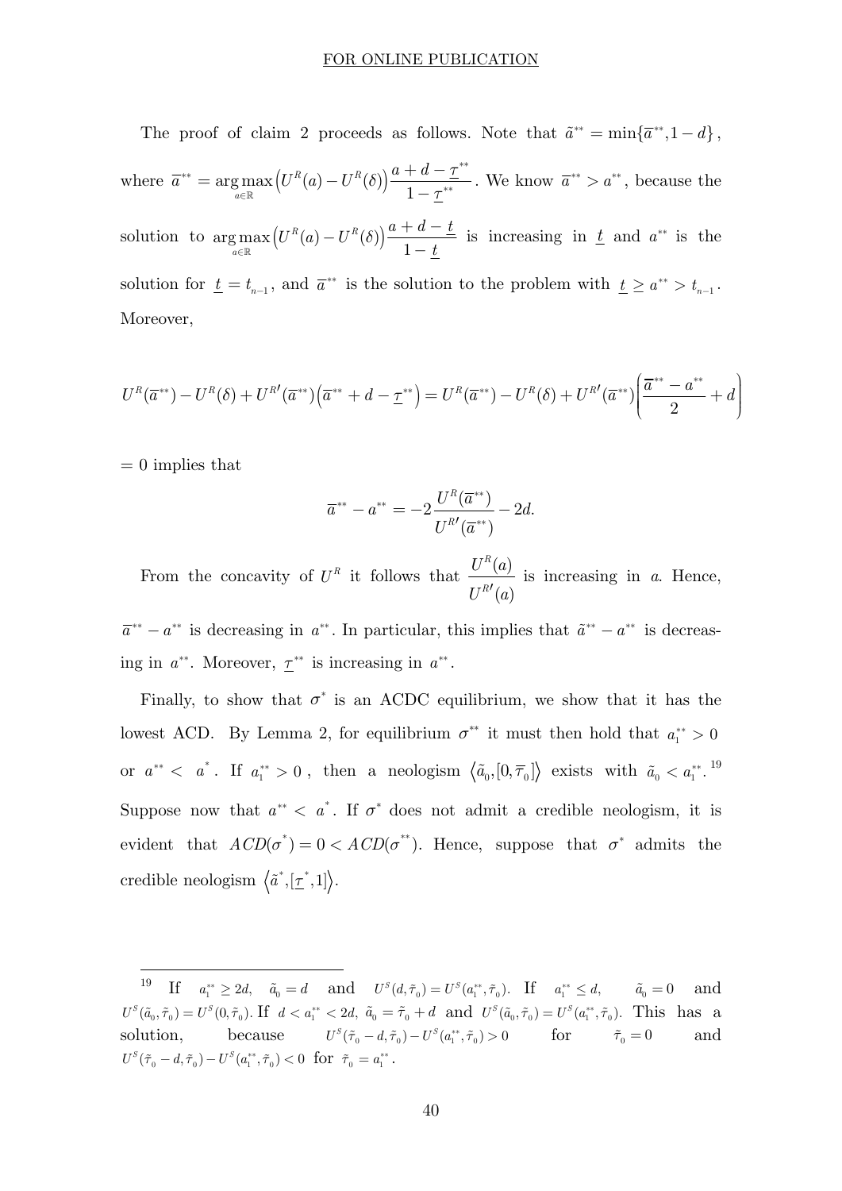The proof of claim 2 proceeds as follows. Note that $\tilde{a}^{**} = \min\{\overline{a}^{**}, 1-d\}$, where $\overline{a}^{**} = \arg\max_{a\in\mathbb{R}} \left(U^R(a) - U^R(\delta)\right)\dfrac{a + d - \underline{\tau}^{**}}{1-\underline{\tau}^{**}}$. We know $\overline{a}^{**} > a^{**}$, because the solution to $\arg\max_{a\in\mathbb{R}} \left(U^R(a) - U^R(\delta)\right)\dfrac{a+d-\underline{t}}{1-\underline{t}}$ is increasing in $\underline{t}$ and $a^{**}$ is the solution for $\underline{t} = t_{n-1}$, and $\overline{a}^{**}$ is the solution to the problem with $\underline{t} \geq a^{**} > t_{n-1}$. Moreover,

$$U^R(\overline{a}^{**}) - U^R(\delta) + U^{R\prime}(\overline{a}^{**})\left(\overline{a}^{**} + d - \underline{\tau}^{**}\right) = U^R(\overline{a}^{**}) - U^R(\delta) + U^{R\prime}(\overline{a}^{**})\left(\frac{\overline{a}^{**} - a^{**}}{2} + d\right)$$

$= 0$ implies that

$$\overline{a}^{**} - a^{**} = -2\frac{U^R(\overline{a}^{**})}{U^{R\prime}(\overline{a}^{**})} - 2d.$$

From the concavity of $U^R$ it follows that $\dfrac{U^R(a)}{U^{R\prime}(a)}$ is increasing in $a$. Hence, $\overline{a}^{**} - a^{**}$ is decreasing in $a^{**}$. In particular, this implies that $\tilde{a}^{**} - a^{**}$ is decreasing in $a^{**}$. Moreover, $\underline{\tau}^{**}$ is increasing in $a^{**}$.

Finally, to show that $\sigma^*$ is an ACDC equilibrium, we show that it has the lowest ACD. By Lemma 2, for equilibrium $\sigma^{**}$ it must then hold that $a_1^{**} > 0$ or $a^{**} < a^*$. If $a_1^{**} > 0$, then a neologism $\langle \tilde{a}_0, [0, \overline{\tau}_0] \rangle$ exists with $\tilde{a}_0 < a_1^{**}$.[19] Suppose now that $a^{**} < a^*$. If $\sigma^*$ does not admit a credible neologism, it is evident that $ACD(\sigma^*) = 0 < ACD(\sigma^{**})$. Hence, suppose that $\sigma^*$ admits the credible neologism $\langle \tilde{a}^*, [\underline{\tau}^*, 1] \rangle$.

---

[19] If $a_1^{**} \geq 2d$, $\tilde{a}_0 = d$ and $U^S(d, \tilde{\tau}_0) = U^S(a_1^{**}, \tilde{\tau}_0)$. If $a_1^{**} \leq d$, $\tilde{a}_0 = 0$ and $U^S(\tilde{a}_0, \tilde{\tau}_0) = U^S(0, \tilde{\tau}_0)$. If $d < a_1^{**} < 2d$, $\tilde{a}_0 = \tilde{\tau}_0 + d$ and $U^S(\tilde{a}_0, \tilde{\tau}_0) = U^S(a_1^{**}, \tilde{\tau}_0)$. This has a solution, because $U^S(\tilde{\tau}_0 - d, \tilde{\tau}_0) - U^S(a_1^{**}, \tilde{\tau}_0) > 0$ for $\tilde{\tau}_0 = 0$ and $U^S(\tilde{\tau}_0 - d, \tilde{\tau}_0) - U^S(a_1^{**}, \tilde{\tau}_0) < 0$ for $\tilde{\tau}_0 = a_1^{**}$.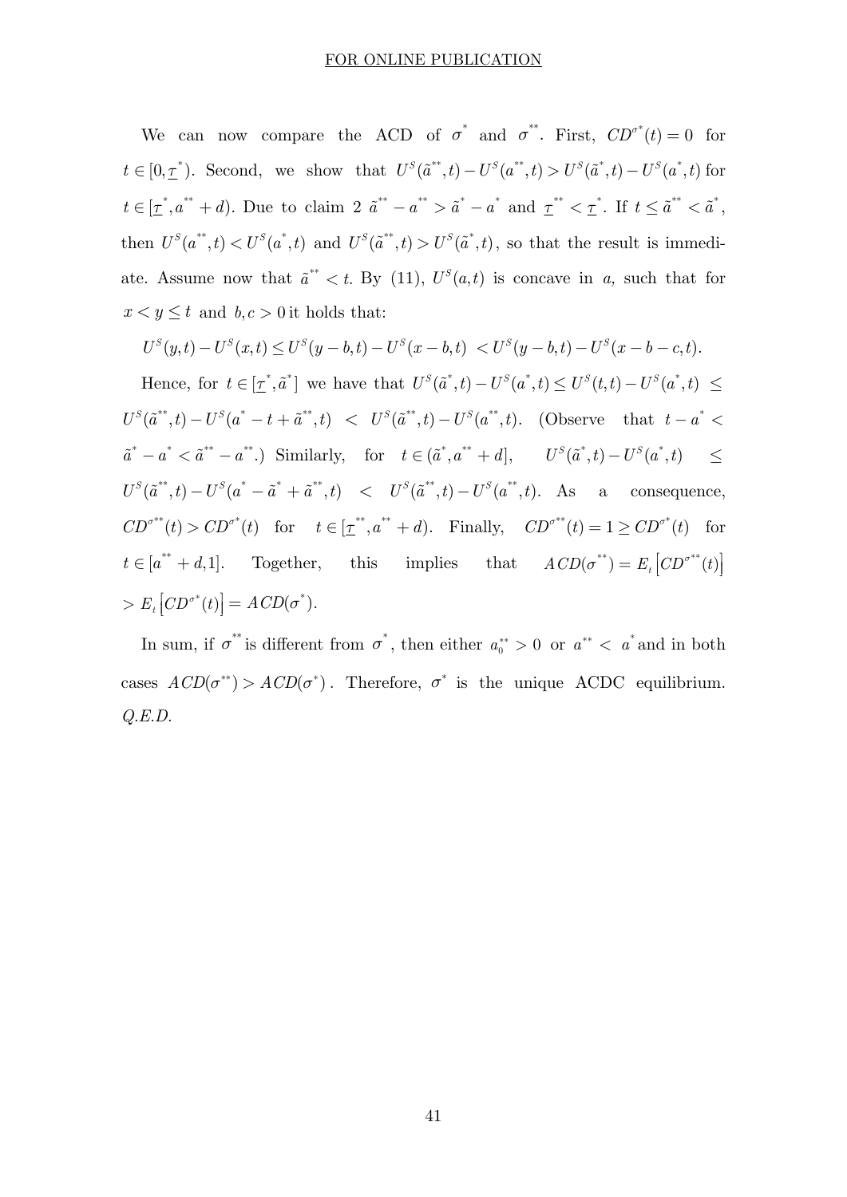We can now compare the ACD of $\sigma^*$ and $\sigma^{**}$. First, $CD^{\sigma^*}(t) = 0$ for $t \in [0, \underline{\tau}^*)$. Second, we show that $U^S(\tilde{a}^{**}, t) - U^S(a^{**}, t) > U^S(\tilde{a}^*, t) - U^S(a^*, t)$ for $t \in [\underline{\tau}^*, a^{**} + d)$. Due to claim 2 $\tilde{a}^{**} - a^{**} > \tilde{a}^* - a^*$ and $\underline{\tau}^{**} < \underline{\tau}^*$. If $t \leq \tilde{a}^{**} < \tilde{a}^*$, then $U^S(a^{**}, t) < U^S(a^*, t)$ and $U^S(\tilde{a}^{**}, t) > U^S(\tilde{a}^*, t)$, so that the result is immediate. Assume now that $\tilde{a}^{**} < t$. By (11), $U^S(a, t)$ is concave in $a$, such that for $x < y \leq t$ and $b, c > 0$ it holds that:

$$U^S(y,t) - U^S(x,t) \leq U^S(y-b,t) - U^S(x-b,t) < U^S(y-b,t) - U^S(x-b-c,t).$$

Hence, for $t \in [\underline{\tau}^*, \tilde{a}^*]$ we have that $U^S(\tilde{a}^*, t) - U^S(a^*, t) \leq U^S(t,t) - U^S(a^*, t) \leq U^S(\tilde{a}^{**}, t) - U^S(a^* - t + \tilde{a}^{**}, t) < U^S(\tilde{a}^{**}, t) - U^S(a^{**}, t)$. (Observe that $t - a^* < \tilde{a}^* - a^* < \tilde{a}^{**} - a^{**}$.) Similarly, for $t \in (\tilde{a}^*, a^{**} + d]$, $U^S(\tilde{a}^*, t) - U^S(a^*, t) \leq U^S(\tilde{a}^{**}, t) - U^S(a^* - \tilde{a}^* + \tilde{a}^{**}, t) < U^S(\tilde{a}^{**}, t) - U^S(a^{**}, t)$. As a consequence, $CD^{\sigma^{**}}(t) > CD^{\sigma^*}(t)$ for $t \in [\underline{\tau}^{**}, a^{**} + d)$. Finally, $CD^{\sigma^{**}}(t) = 1 \geq CD^{\sigma^*}(t)$ for $t \in [a^{**} + d, 1]$. Together, this implies that $ACD(\sigma^{**}) = E_t\left[CD^{\sigma^{**}}(t)\right] > E_t\left[CD^{\sigma^*}(t)\right] = ACD(\sigma^*)$.

In sum, if $\sigma^{**}$ is different from $\sigma^*$, then either $a_0^{**} > 0$ or $a^{**} < a^*$ and in both cases $ACD(\sigma^{**}) > ACD(\sigma^*)$. Therefore, $\sigma^*$ is the unique ACDC equilibrium. *Q.E.D.*